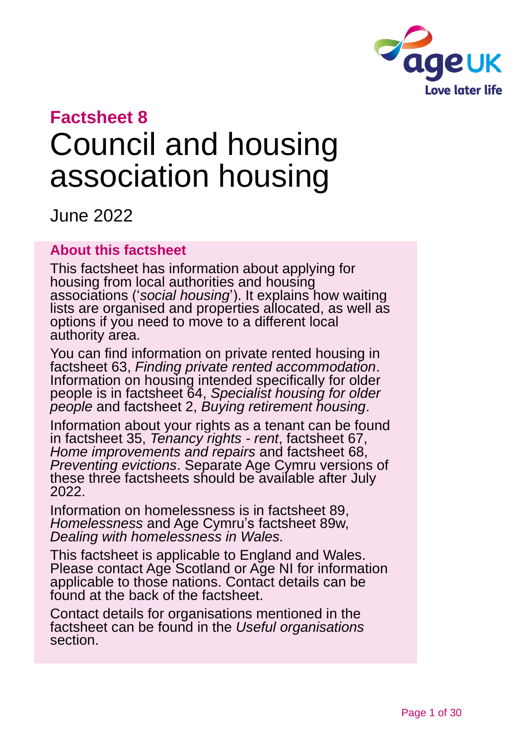**Factsheet 8**

# Council and housing association housing

June 2022

## About this factsheet

This factsheet has information about applying for housing from local authorities and housing associations ('*social housing*'). It explains how waiting lists are organised and properties allocated, as well as options if you need to move to a different local authority area.

You can find information on private rented housing in factsheet 63, *Finding private rented accommodation*. Information on housing intended specifically for older people is in factsheet 64, *Specialist housing for older people* and factsheet 2, *Buying retirement housing*.

Information about your rights as a tenant can be found in factsheet 35, *Tenancy rights - rent*, factsheet 67, *Home improvements and repairs* and factsheet 68, *Preventing evictions*. Separate Age Cymru versions of these three factsheets should be available after July 2022.

Information on homelessness is in factsheet 89, *Homelessness* and Age Cymru's factsheet 89w, *Dealing with homelessness in Wales.*

This factsheet is applicable to England and Wales. Please contact Age Scotland or Age NI for information applicable to those nations. Contact details can be found at the back of the factsheet.

Contact details for organisations mentioned in the factsheet can be found in the *Useful organisations* section.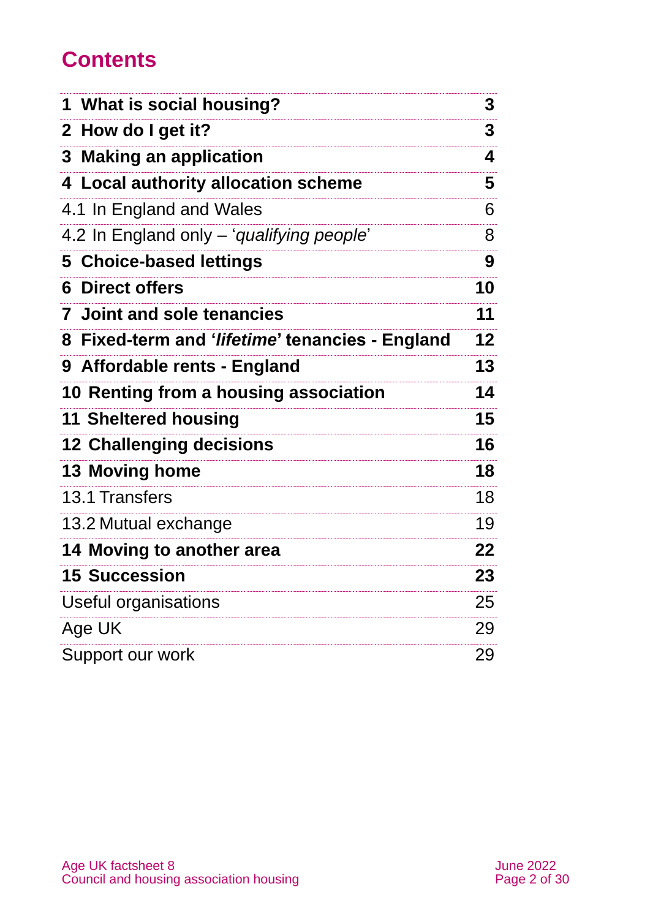# Contents

| | |
|---|---|
| **1 What is social housing?** | **3** |
| **2 How do I get it?** | **3** |
| **3 Making an application** | **4** |
| **4 Local authority allocation scheme** | **5** |
| 4.1 In England and Wales | 6 |
| 4.2 In England only – '*qualifying people*' | 8 |
| **5 Choice-based lettings** | **9** |
| **6 Direct offers** | **10** |
| **7 Joint and sole tenancies** | **11** |
| **8 Fixed-term and '*lifetime*' tenancies - England** | **12** |
| **9 Affordable rents - England** | **13** |
| **10 Renting from a housing association** | **14** |
| **11 Sheltered housing** | **15** |
| **12 Challenging decisions** | **16** |
| **13 Moving home** | **18** |
| 13.1 Transfers | 18 |
| 13.2 Mutual exchange | 19 |
| **14 Moving to another area** | **22** |
| **15 Succession** | **23** |
| Useful organisations | 25 |
| Age UK | 29 |
| Support our work | 29 |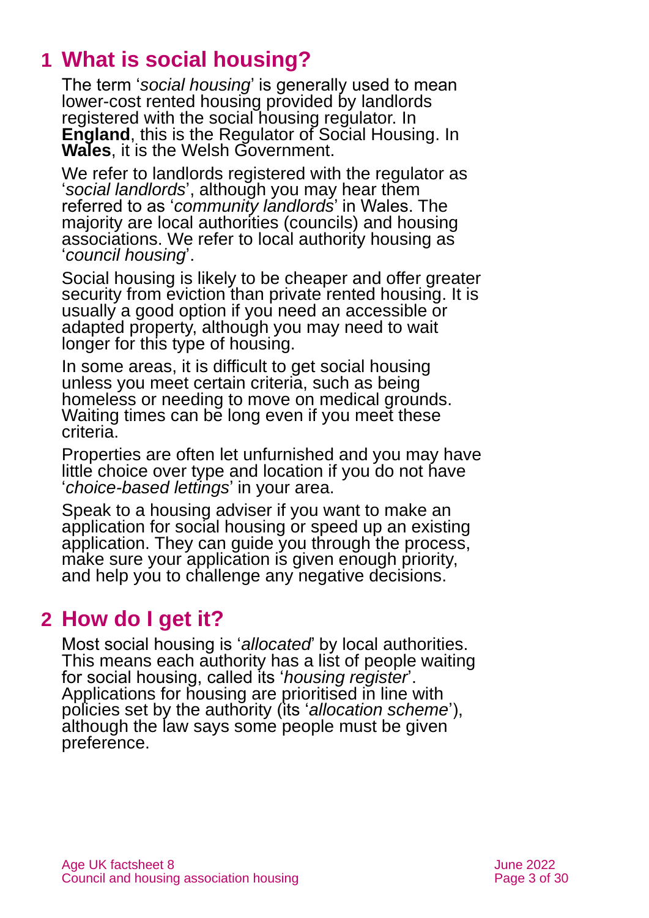## 1 What is social housing?

The term '*social housing*' is generally used to mean lower-cost rented housing provided by landlords registered with the social housing regulator. In **England**, this is the Regulator of Social Housing. In **Wales**, it is the Welsh Government.

We refer to landlords registered with the regulator as '*social landlords*', although you may hear them referred to as '*community landlords*' in Wales. The majority are local authorities (councils) and housing associations. We refer to local authority housing as '*council housing*'.

Social housing is likely to be cheaper and offer greater security from eviction than private rented housing. It is usually a good option if you need an accessible or adapted property, although you may need to wait longer for this type of housing.

In some areas, it is difficult to get social housing unless you meet certain criteria, such as being homeless or needing to move on medical grounds. Waiting times can be long even if you meet these criteria.

Properties are often let unfurnished and you may have little choice over type and location if you do not have '*choice-based lettings*' in your area.

Speak to a housing adviser if you want to make an application for social housing or speed up an existing application. They can guide you through the process, make sure your application is given enough priority, and help you to challenge any negative decisions.

## 2 How do I get it?

Most social housing is '*allocated*' by local authorities. This means each authority has a list of people waiting for social housing, called its '*housing register*'. Applications for housing are prioritised in line with policies set by the authority (its '*allocation scheme*'), although the law says some people must be given preference.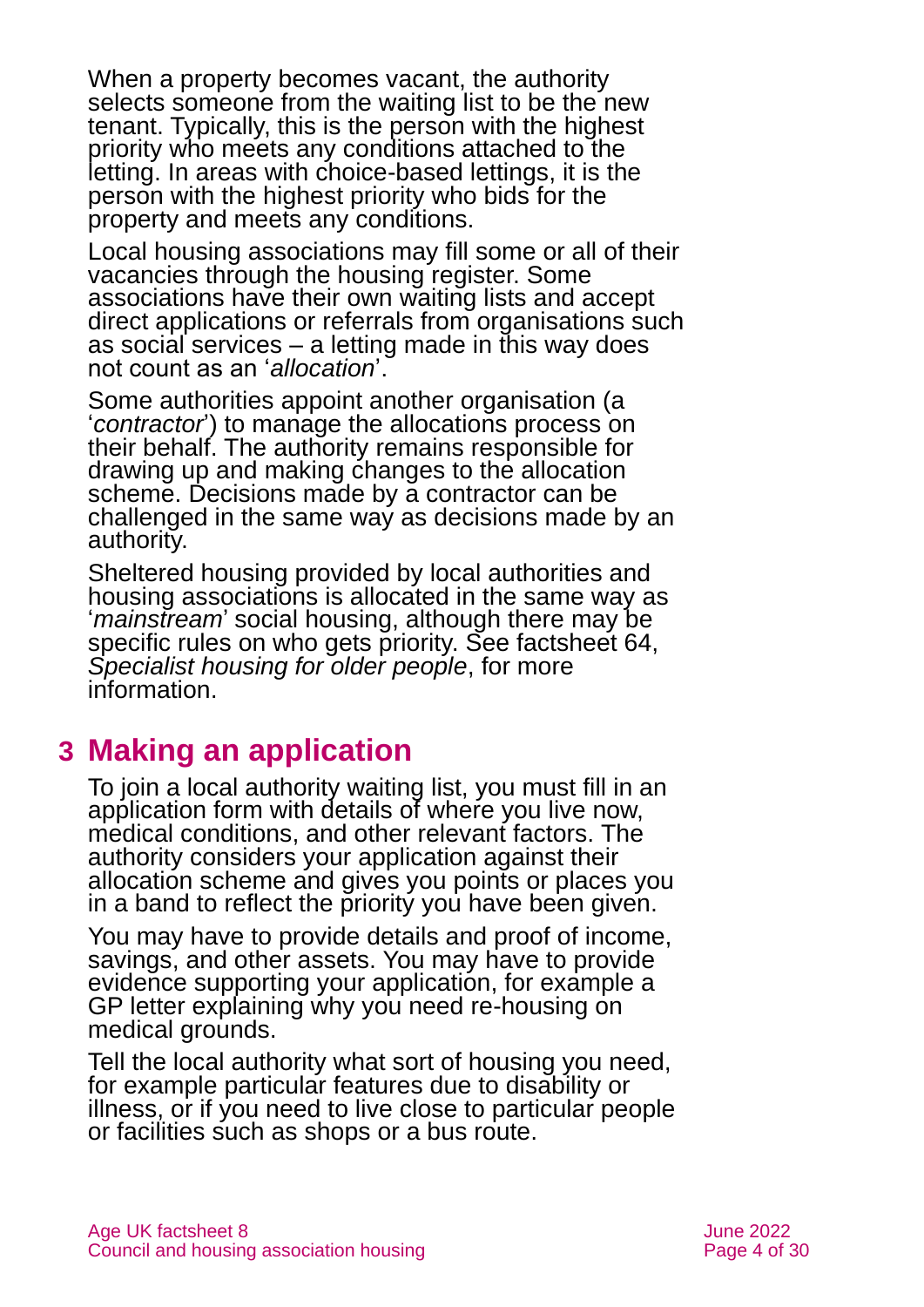When a property becomes vacant, the authority selects someone from the waiting list to be the new tenant. Typically, this is the person with the highest priority who meets any conditions attached to the letting. In areas with choice-based lettings, it is the person with the highest priority who bids for the property and meets any conditions.

Local housing associations may fill some or all of their vacancies through the housing register. Some associations have their own waiting lists and accept direct applications or referrals from organisations such as social services – a letting made in this way does not count as an '*allocation*'.

Some authorities appoint another organisation (a '*contractor*') to manage the allocations process on their behalf. The authority remains responsible for drawing up and making changes to the allocation scheme. Decisions made by a contractor can be challenged in the same way as decisions made by an authority.

Sheltered housing provided by local authorities and housing associations is allocated in the same way as '*mainstream*' social housing, although there may be specific rules on who gets priority. See factsheet 64, *Specialist housing for older people*, for more information.

## 3 Making an application

To join a local authority waiting list, you must fill in an application form with details of where you live now, medical conditions, and other relevant factors. The authority considers your application against their allocation scheme and gives you points or places you in a band to reflect the priority you have been given.

You may have to provide details and proof of income, savings, and other assets. You may have to provide evidence supporting your application, for example a GP letter explaining why you need re-housing on medical grounds.

Tell the local authority what sort of housing you need, for example particular features due to disability or illness, or if you need to live close to particular people or facilities such as shops or a bus route.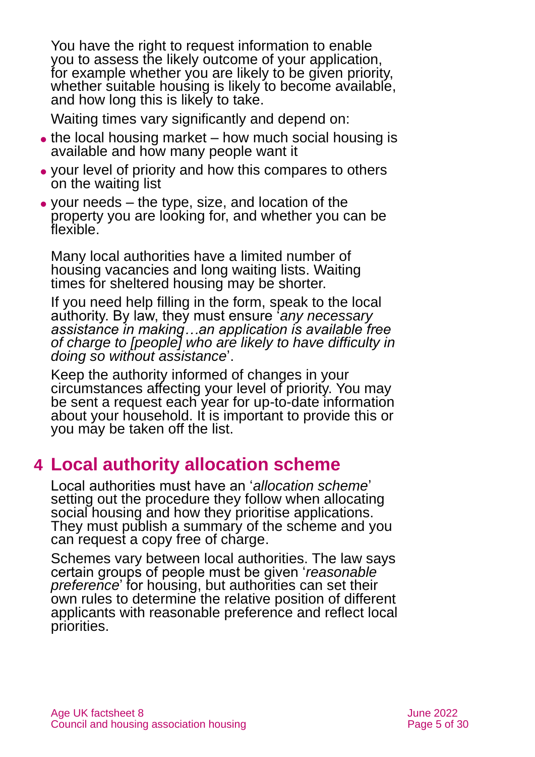You have the right to request information to enable you to assess the likely outcome of your application, for example whether you are likely to be given priority, whether suitable housing is likely to become available, and how long this is likely to take.

Waiting times vary significantly and depend on:

- the local housing market – how much social housing is available and how many people want it
- your level of priority and how this compares to others on the waiting list
- your needs – the type, size, and location of the property you are looking for, and whether you can be flexible.

Many local authorities have a limited number of housing vacancies and long waiting lists. Waiting times for sheltered housing may be shorter.

If you need help filling in the form, speak to the local authority. By law, they must ensure '*any necessary assistance in making…an application is available free of charge to [people] who are likely to have difficulty in doing so without assistance*'.

Keep the authority informed of changes in your circumstances affecting your level of priority. You may be sent a request each year for up-to-date information about your household. It is important to provide this or you may be taken off the list.

## 4 Local authority allocation scheme

Local authorities must have an '*allocation scheme*' setting out the procedure they follow when allocating social housing and how they prioritise applications. They must publish a summary of the scheme and you can request a copy free of charge.

Schemes vary between local authorities. The law says certain groups of people must be given '*reasonable preference*' for housing, but authorities can set their own rules to determine the relative position of different applicants with reasonable preference and reflect local priorities.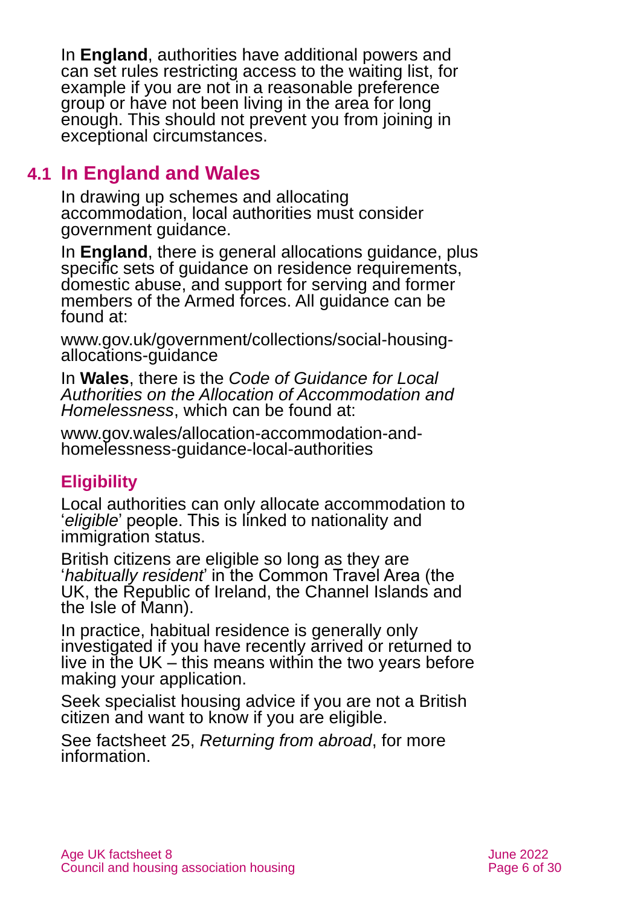In **England**, authorities have additional powers and can set rules restricting access to the waiting list, for example if you are not in a reasonable preference group or have not been living in the area for long enough. This should not prevent you from joining in exceptional circumstances.

## 4.1 In England and Wales

In drawing up schemes and allocating accommodation, local authorities must consider government guidance.

In **England**, there is general allocations guidance, plus specific sets of guidance on residence requirements, domestic abuse, and support for serving and former members of the Armed forces. All guidance can be found at:

www.gov.uk/government/collections/social-housing-allocations-guidance

In **Wales**, there is the *Code of Guidance for Local Authorities on the Allocation of Accommodation and Homelessness*, which can be found at:

www.gov.wales/allocation-accommodation-and-homelessness-guidance-local-authorities

### Eligibility

Local authorities can only allocate accommodation to '*eligible*' people. This is linked to nationality and immigration status.

British citizens are eligible so long as they are '*habitually resident*' in the Common Travel Area (the UK, the Republic of Ireland, the Channel Islands and the Isle of Mann).

In practice, habitual residence is generally only investigated if you have recently arrived or returned to live in the UK – this means within the two years before making your application.

Seek specialist housing advice if you are not a British citizen and want to know if you are eligible.

See factsheet 25, *Returning from abroad*, for more information.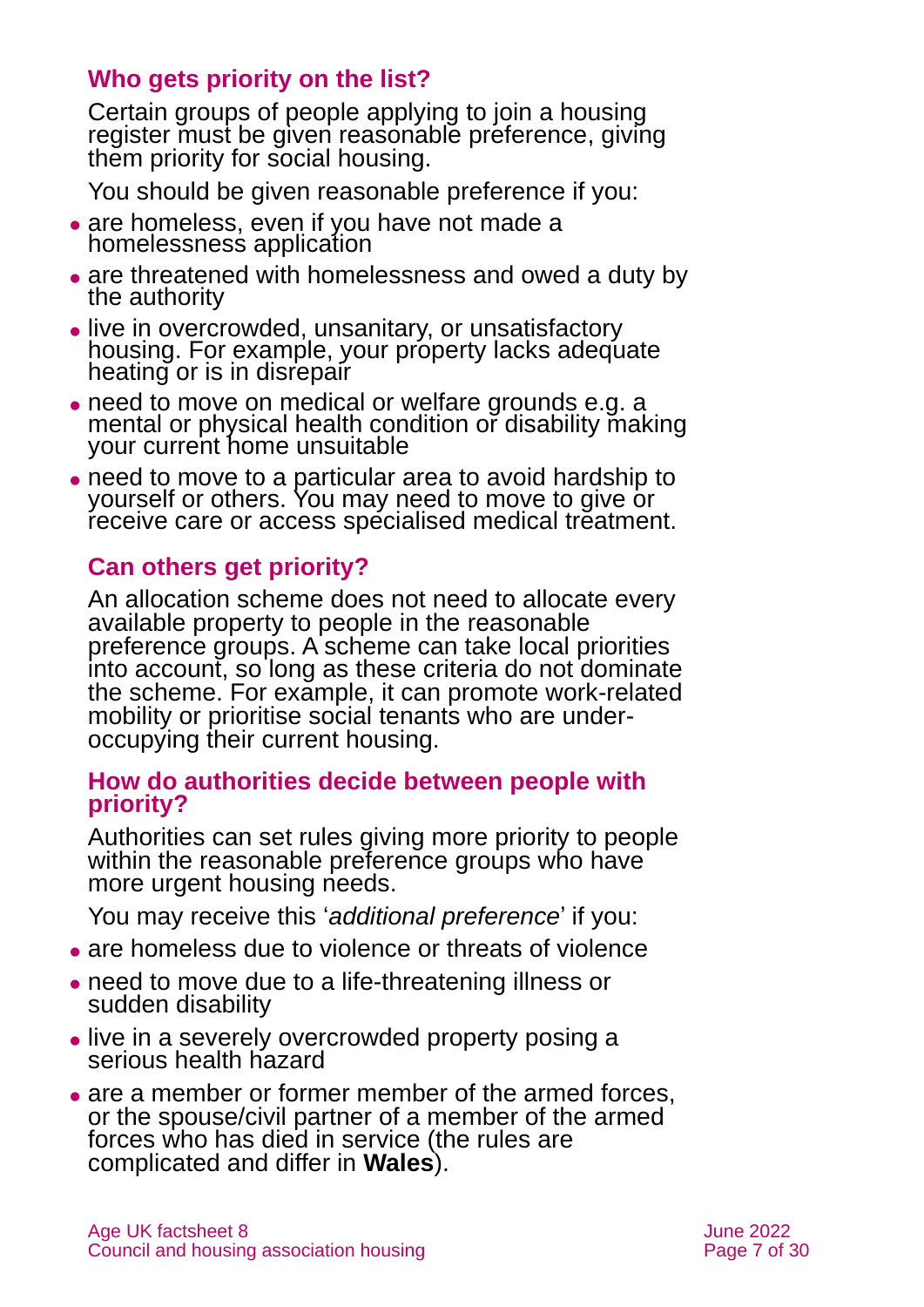## Who gets priority on the list?

Certain groups of people applying to join a housing register must be given reasonable preference, giving them priority for social housing.

You should be given reasonable preference if you:

- are homeless, even if you have not made a homelessness application
- are threatened with homelessness and owed a duty by the authority
- live in overcrowded, unsanitary, or unsatisfactory housing. For example, your property lacks adequate heating or is in disrepair
- need to move on medical or welfare grounds e.g. a mental or physical health condition or disability making your current home unsuitable
- need to move to a particular area to avoid hardship to yourself or others. You may need to move to give or receive care or access specialised medical treatment.

## Can others get priority?

An allocation scheme does not need to allocate every available property to people in the reasonable preference groups. A scheme can take local priorities into account, so long as these criteria do not dominate the scheme. For example, it can promote work-related mobility or prioritise social tenants who are under-occupying their current housing.

## How do authorities decide between people with priority?

Authorities can set rules giving more priority to people within the reasonable preference groups who have more urgent housing needs.

You may receive this '*additional preference*' if you:

- are homeless due to violence or threats of violence
- need to move due to a life-threatening illness or sudden disability
- live in a severely overcrowded property posing a serious health hazard
- are a member or former member of the armed forces, or the spouse/civil partner of a member of the armed forces who has died in service (the rules are complicated and differ in **Wales**).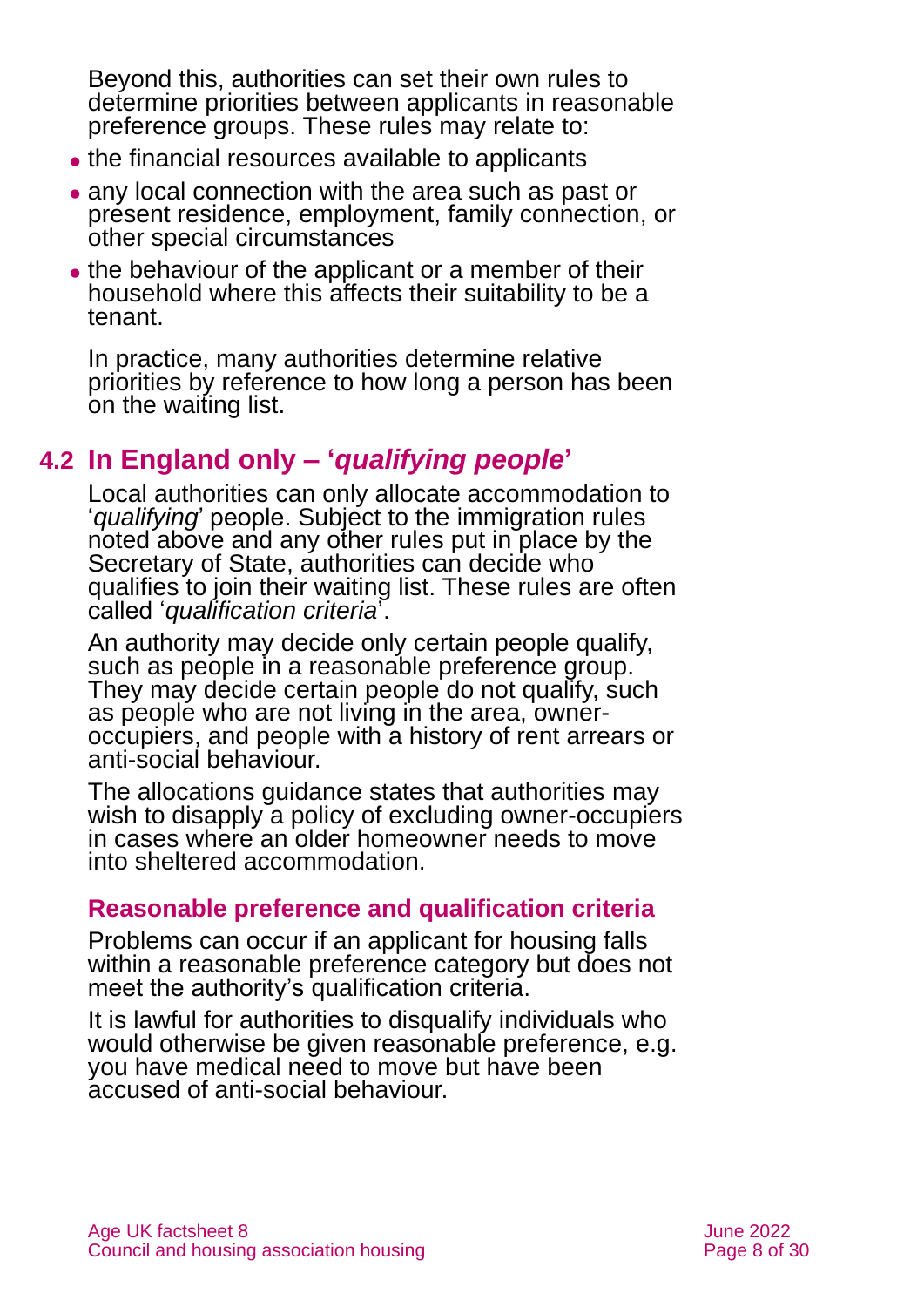Beyond this, authorities can set their own rules to determine priorities between applicants in reasonable preference groups. These rules may relate to:

- the financial resources available to applicants
- any local connection with the area such as past or present residence, employment, family connection, or other special circumstances
- the behaviour of the applicant or a member of their household where this affects their suitability to be a tenant.

In practice, many authorities determine relative priorities by reference to how long a person has been on the waiting list.

## 4.2 In England only – '*qualifying people*'

Local authorities can only allocate accommodation to '*qualifying*' people. Subject to the immigration rules noted above and any other rules put in place by the Secretary of State, authorities can decide who qualifies to join their waiting list. These rules are often called '*qualification criteria*'.

An authority may decide only certain people qualify, such as people in a reasonable preference group. They may decide certain people do not qualify, such as people who are not living in the area, owner-occupiers, and people with a history of rent arrears or anti-social behaviour.

The allocations guidance states that authorities may wish to disapply a policy of excluding owner-occupiers in cases where an older homeowner needs to move into sheltered accommodation.

### Reasonable preference and qualification criteria

Problems can occur if an applicant for housing falls within a reasonable preference category but does not meet the authority's qualification criteria.

It is lawful for authorities to disqualify individuals who would otherwise be given reasonable preference, e.g. you have medical need to move but have been accused of anti-social behaviour.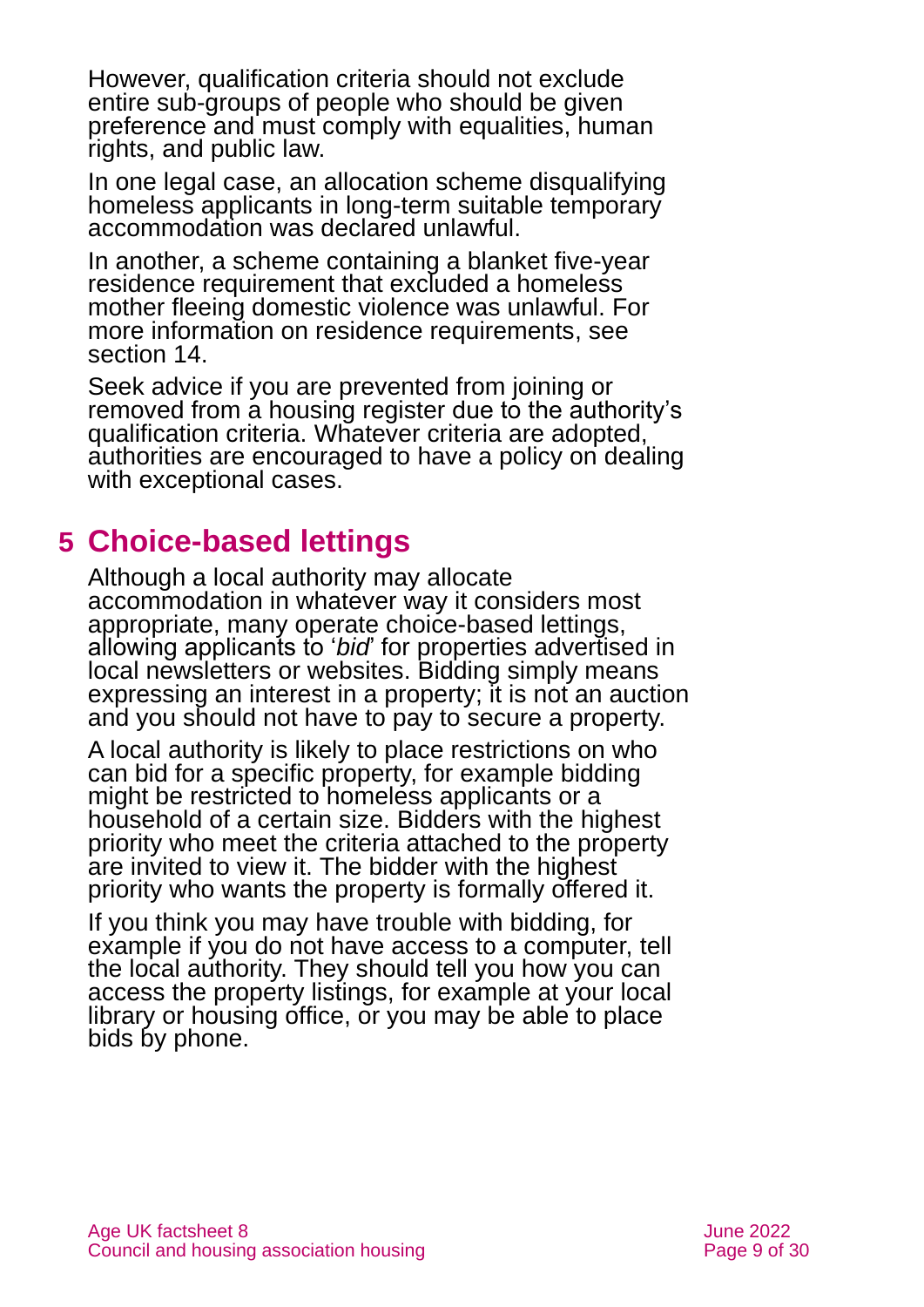However, qualification criteria should not exclude entire sub-groups of people who should be given preference and must comply with equalities, human rights, and public law.

In one legal case, an allocation scheme disqualifying homeless applicants in long-term suitable temporary accommodation was declared unlawful.

In another, a scheme containing a blanket five-year residence requirement that excluded a homeless mother fleeing domestic violence was unlawful. For more information on residence requirements, see section 14.

Seek advice if you are prevented from joining or removed from a housing register due to the authority's qualification criteria. Whatever criteria are adopted, authorities are encouraged to have a policy on dealing with exceptional cases.

## 5 Choice-based lettings

Although a local authority may allocate accommodation in whatever way it considers most appropriate, many operate choice-based lettings, allowing applicants to '*bid*' for properties advertised in local newsletters or websites. Bidding simply means expressing an interest in a property; it is not an auction and you should not have to pay to secure a property.

A local authority is likely to place restrictions on who can bid for a specific property, for example bidding might be restricted to homeless applicants or a household of a certain size. Bidders with the highest priority who meet the criteria attached to the property are invited to view it. The bidder with the highest priority who wants the property is formally offered it.

If you think you may have trouble with bidding, for example if you do not have access to a computer, tell the local authority. They should tell you how you can access the property listings, for example at your local library or housing office, or you may be able to place bids by phone.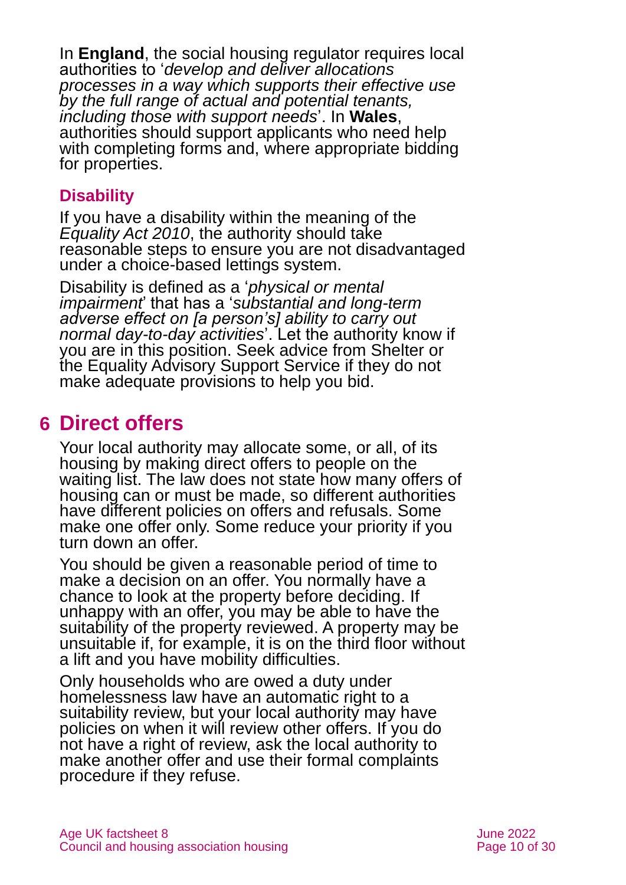In **England**, the social housing regulator requires local authorities to '*develop and deliver allocations processes in a way which supports their effective use by the full range of actual and potential tenants, including those with support needs*'. In **Wales**, authorities should support applicants who need help with completing forms and, where appropriate bidding for properties.

### Disability

If you have a disability within the meaning of the *Equality Act 2010*, the authority should take reasonable steps to ensure you are not disadvantaged under a choice-based lettings system.

Disability is defined as a '*physical or mental impairment*' that has a '*substantial and long-term adverse effect on [a person's] ability to carry out normal day-to-day activities*'. Let the authority know if you are in this position. Seek advice from Shelter or the Equality Advisory Support Service if they do not make adequate provisions to help you bid.

## 6 Direct offers

Your local authority may allocate some, or all, of its housing by making direct offers to people on the waiting list. The law does not state how many offers of housing can or must be made, so different authorities have different policies on offers and refusals. Some make one offer only. Some reduce your priority if you turn down an offer.

You should be given a reasonable period of time to make a decision on an offer. You normally have a chance to look at the property before deciding. If unhappy with an offer, you may be able to have the suitability of the property reviewed. A property may be unsuitable if, for example, it is on the third floor without a lift and you have mobility difficulties.

Only households who are owed a duty under homelessness law have an automatic right to a suitability review, but your local authority may have policies on when it will review other offers. If you do not have a right of review, ask the local authority to make another offer and use their formal complaints procedure if they refuse.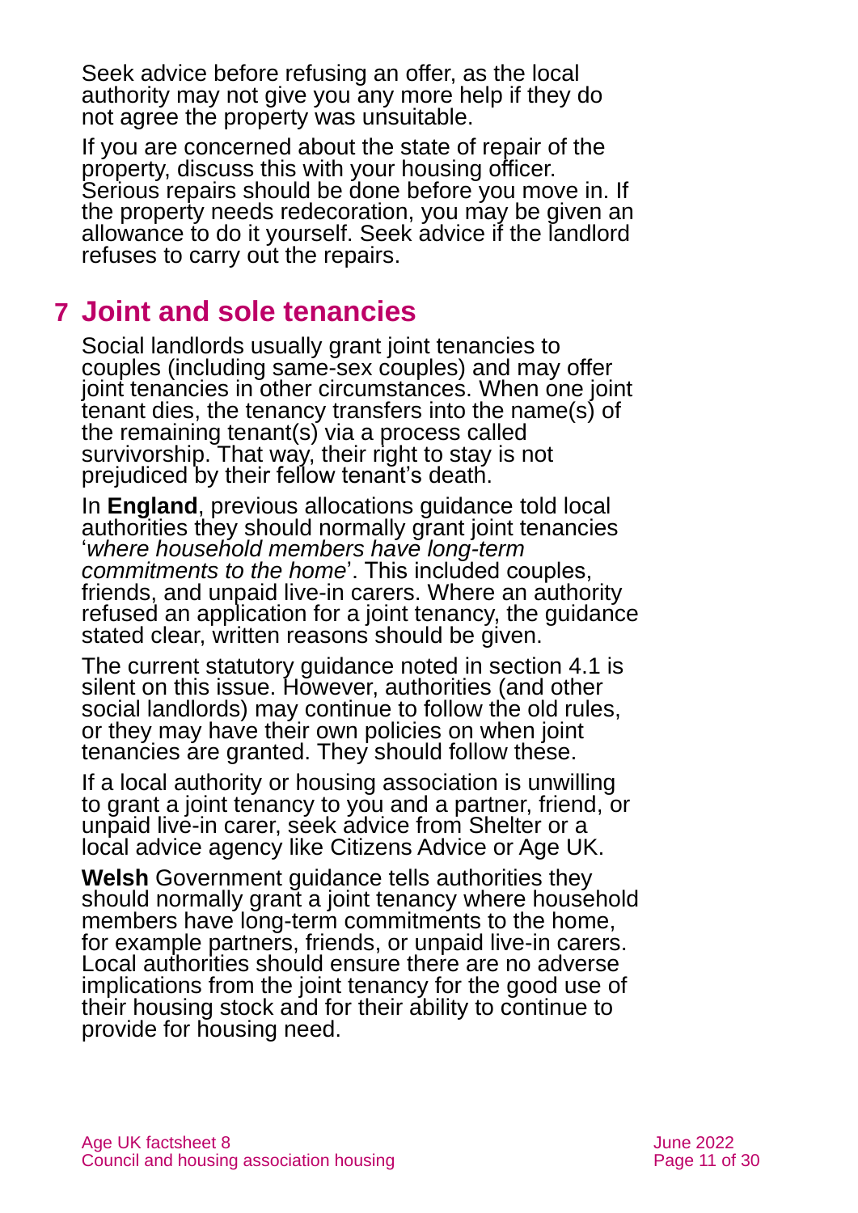Seek advice before refusing an offer, as the local authority may not give you any more help if they do not agree the property was unsuitable.

If you are concerned about the state of repair of the property, discuss this with your housing officer. Serious repairs should be done before you move in. If the property needs redecoration, you may be given an allowance to do it yourself. Seek advice if the landlord refuses to carry out the repairs.

## 7 Joint and sole tenancies

Social landlords usually grant joint tenancies to couples (including same-sex couples) and may offer joint tenancies in other circumstances. When one joint tenant dies, the tenancy transfers into the name(s) of the remaining tenant(s) via a process called survivorship. That way, their right to stay is not prejudiced by their fellow tenant's death.

In **England**, previous allocations guidance told local authorities they should normally grant joint tenancies '*where household members have long-term commitments to the home*'. This included couples, friends, and unpaid live-in carers. Where an authority refused an application for a joint tenancy, the guidance stated clear, written reasons should be given.

The current statutory guidance noted in section 4.1 is silent on this issue. However, authorities (and other social landlords) may continue to follow the old rules, or they may have their own policies on when joint tenancies are granted. They should follow these.

If a local authority or housing association is unwilling to grant a joint tenancy to you and a partner, friend, or unpaid live-in carer, seek advice from Shelter or a local advice agency like Citizens Advice or Age UK.

**Welsh** Government guidance tells authorities they should normally grant a joint tenancy where household members have long-term commitments to the home, for example partners, friends, or unpaid live-in carers. Local authorities should ensure there are no adverse implications from the joint tenancy for the good use of their housing stock and for their ability to continue to provide for housing need.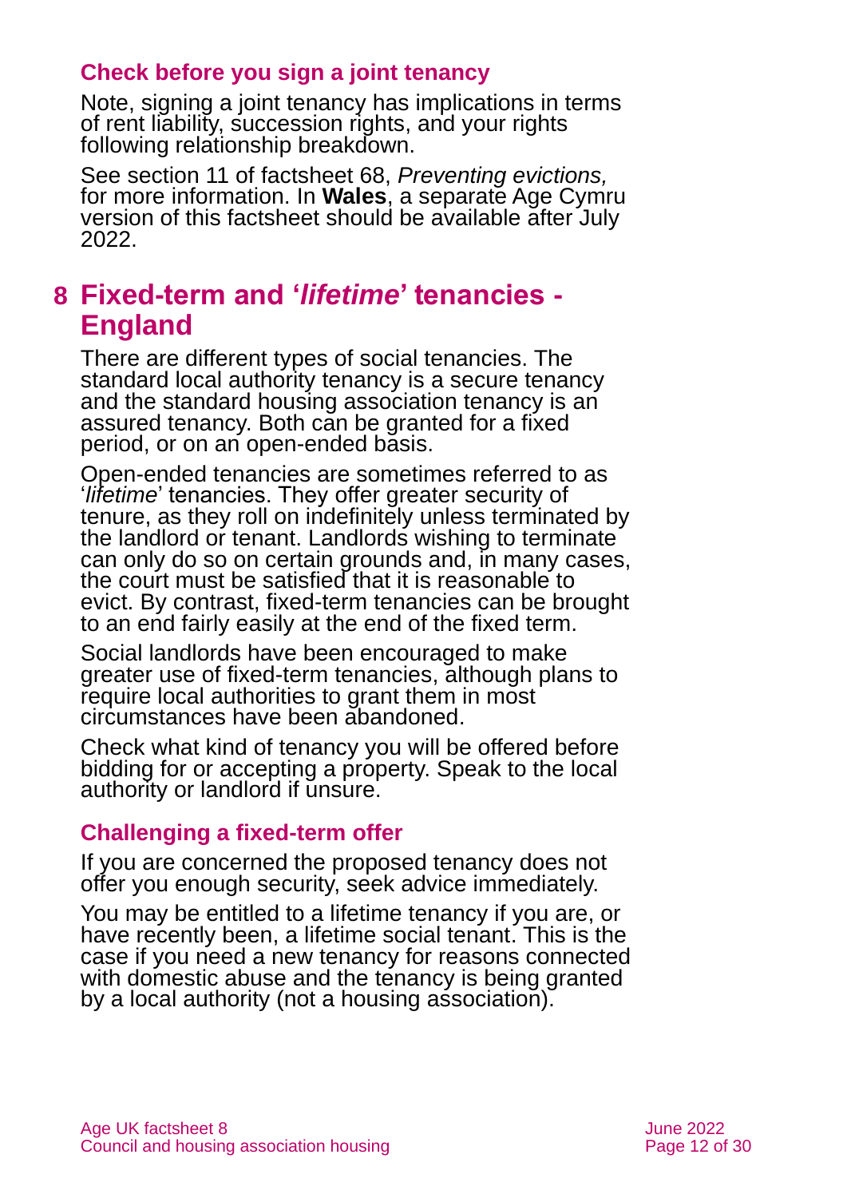### Check before you sign a joint tenancy

Note, signing a joint tenancy has implications in terms of rent liability, succession rights, and your rights following relationship breakdown.

See section 11 of factsheet 68, *Preventing evictions,* for more information. In **Wales**, a separate Age Cymru version of this factsheet should be available after July 2022.

## 8 Fixed-term and '*lifetime*' tenancies - England

There are different types of social tenancies. The standard local authority tenancy is a secure tenancy and the standard housing association tenancy is an assured tenancy. Both can be granted for a fixed period, or on an open-ended basis.

Open-ended tenancies are sometimes referred to as '*lifetime*' tenancies. They offer greater security of tenure, as they roll on indefinitely unless terminated by the landlord or tenant. Landlords wishing to terminate can only do so on certain grounds and, in many cases, the court must be satisfied that it is reasonable to evict. By contrast, fixed-term tenancies can be brought to an end fairly easily at the end of the fixed term.

Social landlords have been encouraged to make greater use of fixed-term tenancies, although plans to require local authorities to grant them in most circumstances have been abandoned.

Check what kind of tenancy you will be offered before bidding for or accepting a property. Speak to the local authority or landlord if unsure.

### Challenging a fixed-term offer

If you are concerned the proposed tenancy does not offer you enough security, seek advice immediately.

You may be entitled to a lifetime tenancy if you are, or have recently been, a lifetime social tenant. This is the case if you need a new tenancy for reasons connected with domestic abuse and the tenancy is being granted by a local authority (not a housing association).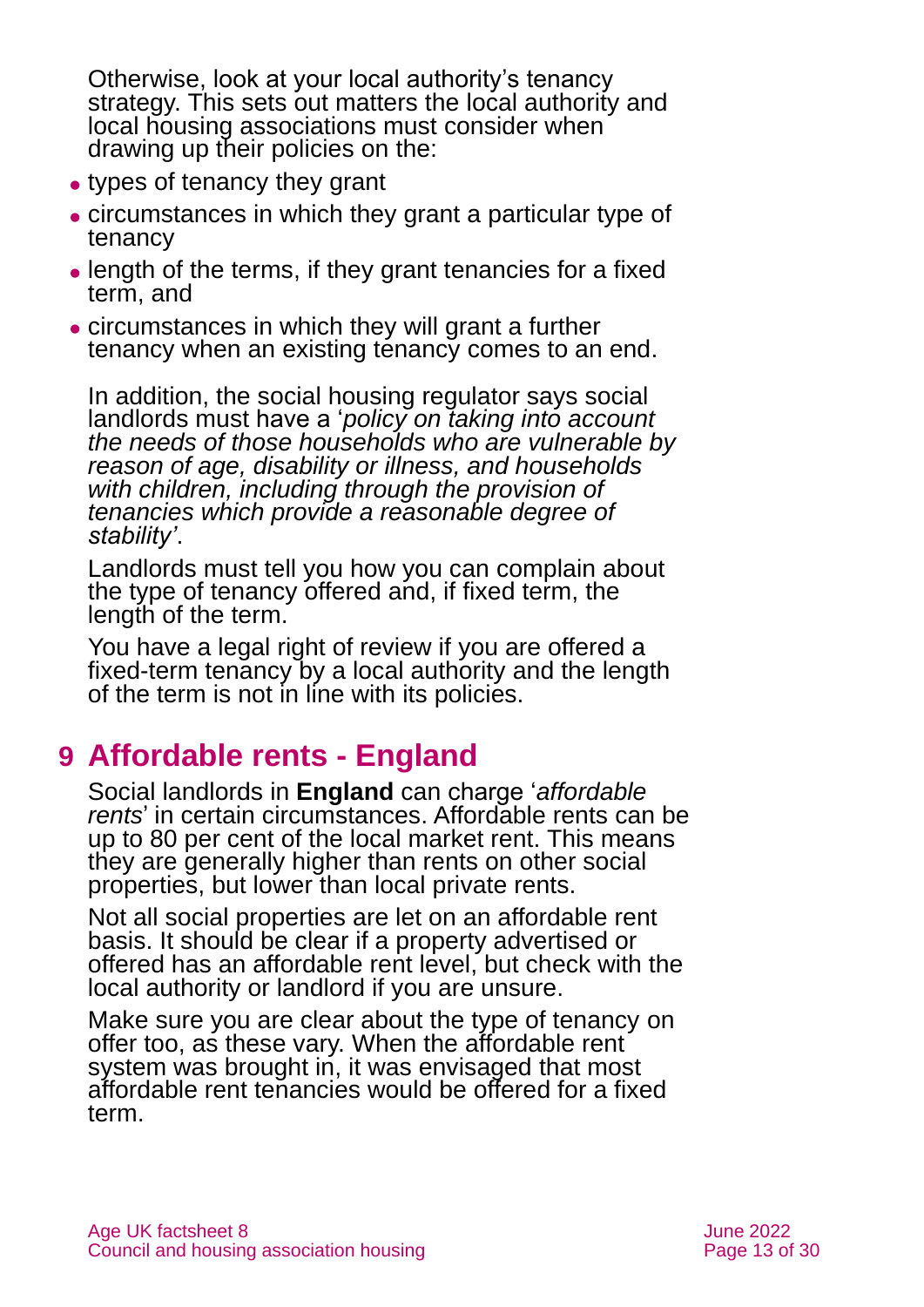Otherwise, look at your local authority's tenancy strategy. This sets out matters the local authority and local housing associations must consider when drawing up their policies on the:

- types of tenancy they grant
- circumstances in which they grant a particular type of tenancy
- length of the terms, if they grant tenancies for a fixed term, and
- circumstances in which they will grant a further tenancy when an existing tenancy comes to an end.

In addition, the social housing regulator says social landlords must have a '*policy on taking into account the needs of those households who are vulnerable by reason of age, disability or illness, and households with children, including through the provision of tenancies which provide a reasonable degree of stability'*.

Landlords must tell you how you can complain about the type of tenancy offered and, if fixed term, the length of the term.

You have a legal right of review if you are offered a fixed-term tenancy by a local authority and the length of the term is not in line with its policies.

## 9 Affordable rents - England

Social landlords in **England** can charge '*affordable rents*' in certain circumstances. Affordable rents can be up to 80 per cent of the local market rent. This means they are generally higher than rents on other social properties, but lower than local private rents.

Not all social properties are let on an affordable rent basis. It should be clear if a property advertised or offered has an affordable rent level, but check with the local authority or landlord if you are unsure.

Make sure you are clear about the type of tenancy on offer too, as these vary. When the affordable rent system was brought in, it was envisaged that most affordable rent tenancies would be offered for a fixed term.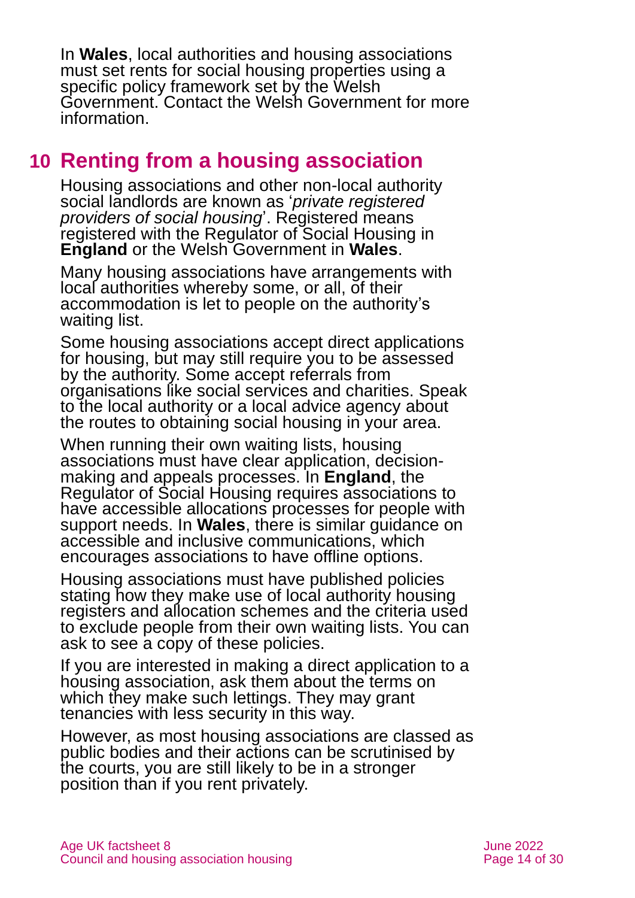In **Wales**, local authorities and housing associations must set rents for social housing properties using a specific policy framework set by the Welsh Government. Contact the Welsh Government for more information.

## 10 Renting from a housing association

Housing associations and other non-local authority social landlords are known as '*private registered providers of social housing*'. Registered means registered with the Regulator of Social Housing in **England** or the Welsh Government in **Wales**.

Many housing associations have arrangements with local authorities whereby some, or all, of their accommodation is let to people on the authority's waiting list.

Some housing associations accept direct applications for housing, but may still require you to be assessed by the authority. Some accept referrals from organisations like social services and charities. Speak to the local authority or a local advice agency about the routes to obtaining social housing in your area.

When running their own waiting lists, housing associations must have clear application, decision-making and appeals processes. In **England**, the Regulator of Social Housing requires associations to have accessible allocations processes for people with support needs. In **Wales**, there is similar guidance on accessible and inclusive communications, which encourages associations to have offline options.

Housing associations must have published policies stating how they make use of local authority housing registers and allocation schemes and the criteria used to exclude people from their own waiting lists. You can ask to see a copy of these policies.

If you are interested in making a direct application to a housing association, ask them about the terms on which they make such lettings. They may grant tenancies with less security in this way.

However, as most housing associations are classed as public bodies and their actions can be scrutinised by the courts, you are still likely to be in a stronger position than if you rent privately.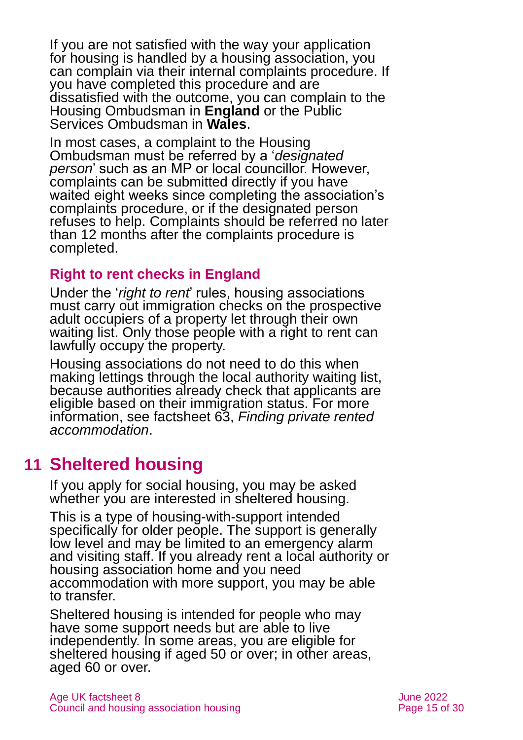If you are not satisfied with the way your application for housing is handled by a housing association, you can complain via their internal complaints procedure. If you have completed this procedure and are dissatisfied with the outcome, you can complain to the Housing Ombudsman in **England** or the Public Services Ombudsman in **Wales**.

In most cases, a complaint to the Housing Ombudsman must be referred by a '*designated person*' such as an MP or local councillor. However, complaints can be submitted directly if you have waited eight weeks since completing the association's complaints procedure, or if the designated person refuses to help. Complaints should be referred no later than 12 months after the complaints procedure is completed.

### Right to rent checks in England

Under the '*right to rent*' rules, housing associations must carry out immigration checks on the prospective adult occupiers of a property let through their own waiting list. Only those people with a right to rent can lawfully occupy the property.

Housing associations do not need to do this when making lettings through the local authority waiting list, because authorities already check that applicants are eligible based on their immigration status. For more information, see factsheet 63, *Finding private rented accommodation*.

## 11 Sheltered housing

If you apply for social housing, you may be asked whether you are interested in sheltered housing.

This is a type of housing-with-support intended specifically for older people. The support is generally low level and may be limited to an emergency alarm and visiting staff. If you already rent a local authority or housing association home and you need accommodation with more support, you may be able to transfer.

Sheltered housing is intended for people who may have some support needs but are able to live independently. In some areas, you are eligible for sheltered housing if aged 50 or over; in other areas, aged 60 or over.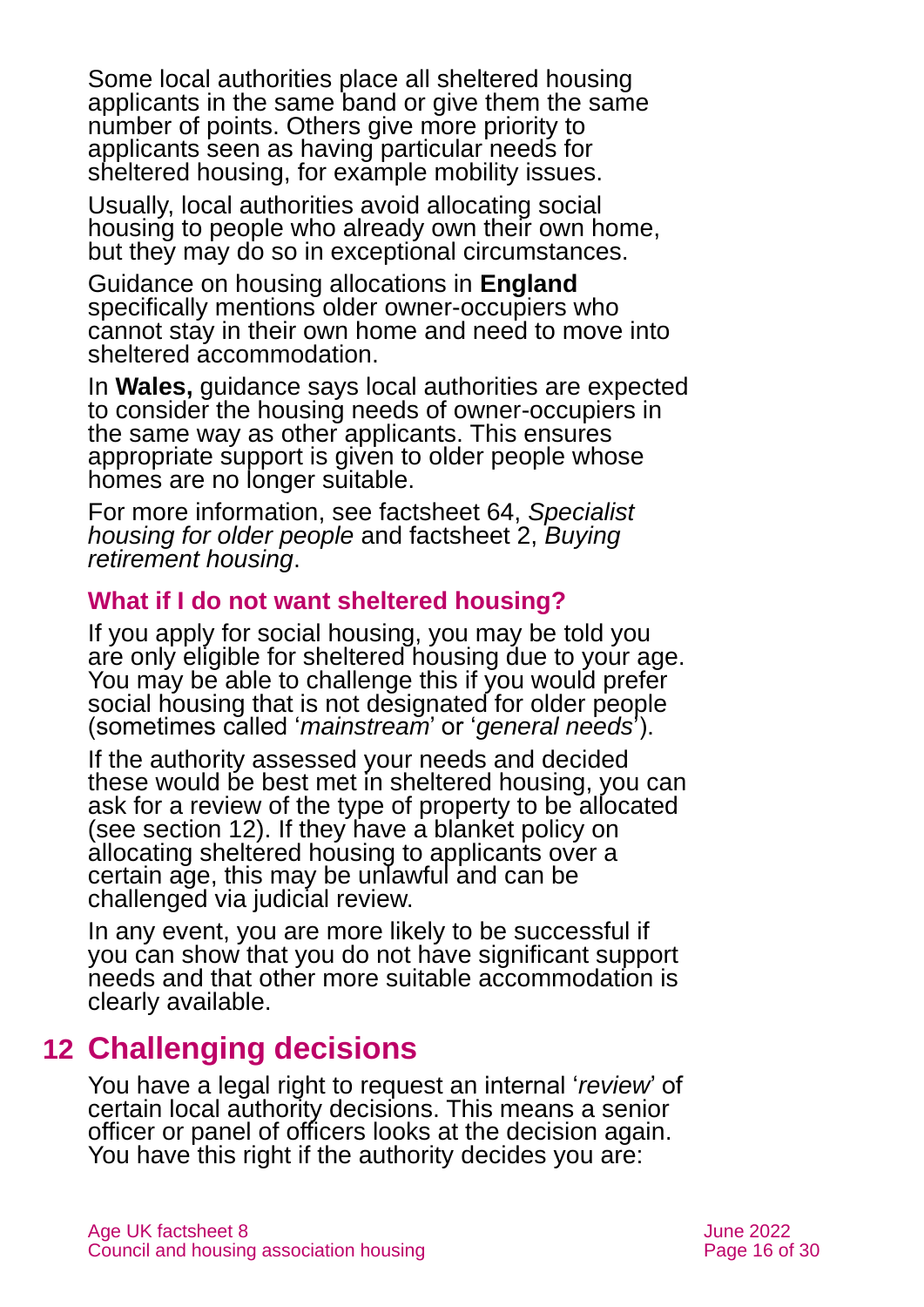Some local authorities place all sheltered housing applicants in the same band or give them the same number of points. Others give more priority to applicants seen as having particular needs for sheltered housing, for example mobility issues.

Usually, local authorities avoid allocating social housing to people who already own their own home, but they may do so in exceptional circumstances.

Guidance on housing allocations in **England** specifically mentions older owner-occupiers who cannot stay in their own home and need to move into sheltered accommodation.

In **Wales,** guidance says local authorities are expected to consider the housing needs of owner-occupiers in the same way as other applicants. This ensures appropriate support is given to older people whose homes are no longer suitable.

For more information, see factsheet 64, *Specialist housing for older people* and factsheet 2, *Buying retirement housing*.

### What if I do not want sheltered housing?

If you apply for social housing, you may be told you are only eligible for sheltered housing due to your age. You may be able to challenge this if you would prefer social housing that is not designated for older people (sometimes called '*mainstream*' or '*general needs*').

If the authority assessed your needs and decided these would be best met in sheltered housing, you can ask for a review of the type of property to be allocated (see section 12). If they have a blanket policy on allocating sheltered housing to applicants over a certain age, this may be unlawful and can be challenged via judicial review.

In any event, you are more likely to be successful if you can show that you do not have significant support needs and that other more suitable accommodation is clearly available.

## 12 Challenging decisions

You have a legal right to request an internal '*review*' of certain local authority decisions. This means a senior officer or panel of officers looks at the decision again. You have this right if the authority decides you are: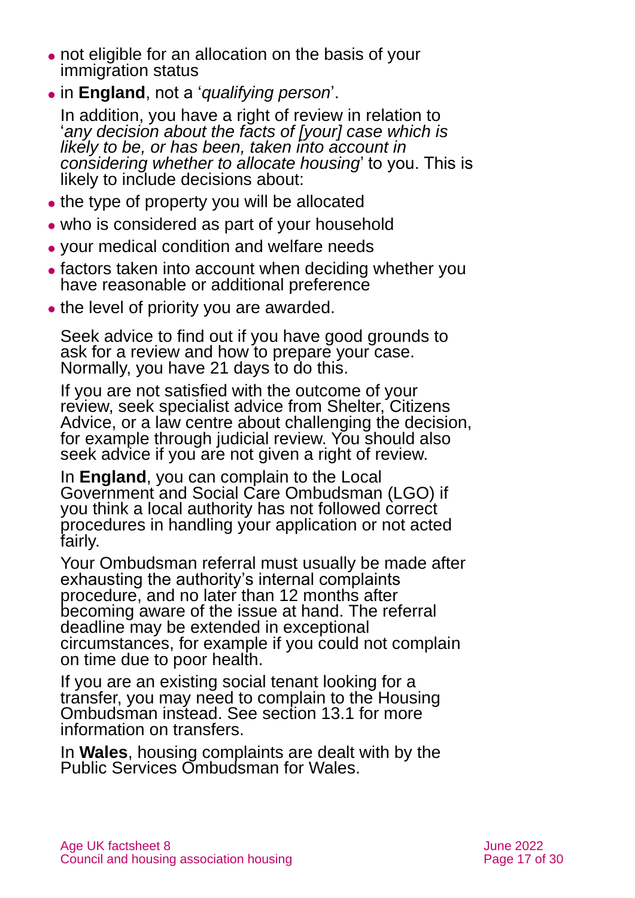- not eligible for an allocation on the basis of your immigration status
- in **England**, not a '*qualifying person*'.

In addition, you have a right of review in relation to '*any decision about the facts of [your] case which is likely to be, or has been, taken into account in considering whether to allocate housing*' to you. This is likely to include decisions about:

- the type of property you will be allocated
- who is considered as part of your household
- your medical condition and welfare needs
- factors taken into account when deciding whether you have reasonable or additional preference
- the level of priority you are awarded.

Seek advice to find out if you have good grounds to ask for a review and how to prepare your case. Normally, you have 21 days to do this.

If you are not satisfied with the outcome of your review, seek specialist advice from Shelter, Citizens Advice, or a law centre about challenging the decision, for example through judicial review. You should also seek advice if you are not given a right of review.

In **England**, you can complain to the Local Government and Social Care Ombudsman (LGO) if you think a local authority has not followed correct procedures in handling your application or not acted fairly.

Your Ombudsman referral must usually be made after exhausting the authority's internal complaints procedure, and no later than 12 months after becoming aware of the issue at hand. The referral deadline may be extended in exceptional circumstances, for example if you could not complain on time due to poor health.

If you are an existing social tenant looking for a transfer, you may need to complain to the Housing Ombudsman instead. See section 13.1 for more information on transfers.

In **Wales**, housing complaints are dealt with by the Public Services Ombudsman for Wales.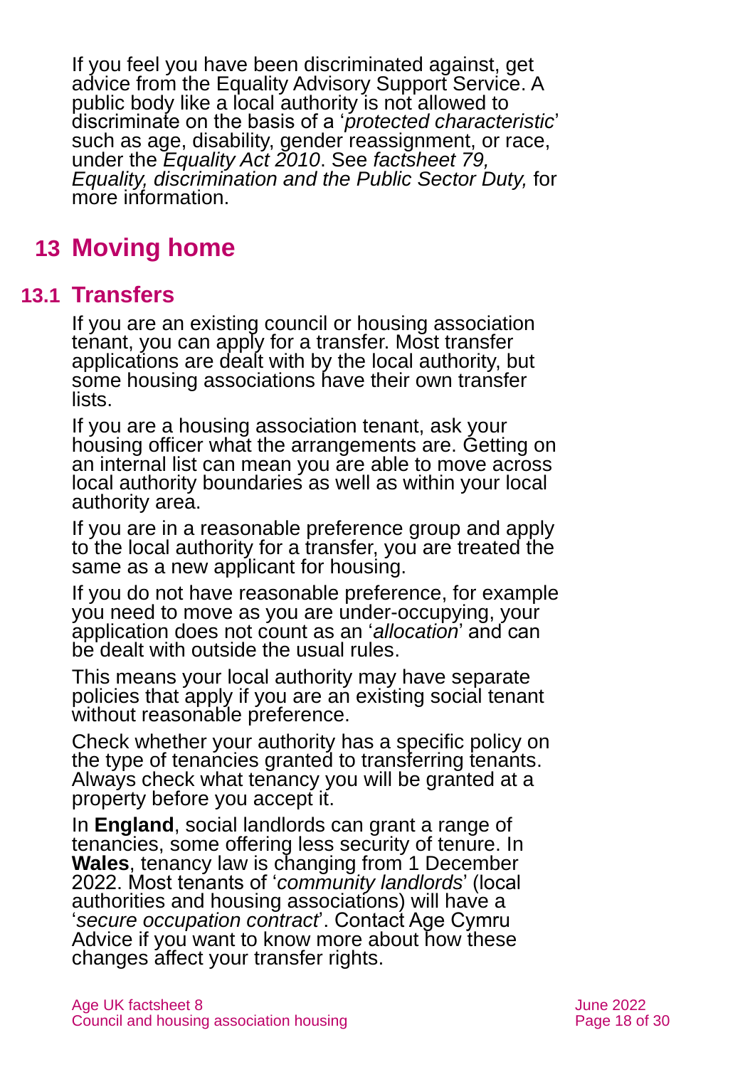If you feel you have been discriminated against, get advice from the Equality Advisory Support Service. A public body like a local authority is not allowed to discriminate on the basis of a '*protected characteristic*' such as age, disability, gender reassignment, or race, under the *Equality Act 2010*. See *factsheet 79, Equality, discrimination and the Public Sector Duty,* for more information.

## 13 Moving home

### 13.1 Transfers

If you are an existing council or housing association tenant, you can apply for a transfer. Most transfer applications are dealt with by the local authority, but some housing associations have their own transfer lists.

If you are a housing association tenant, ask your housing officer what the arrangements are. Getting on an internal list can mean you are able to move across local authority boundaries as well as within your local authority area.

If you are in a reasonable preference group and apply to the local authority for a transfer, you are treated the same as a new applicant for housing.

If you do not have reasonable preference, for example you need to move as you are under-occupying, your application does not count as an '*allocation*' and can be dealt with outside the usual rules.

This means your local authority may have separate policies that apply if you are an existing social tenant without reasonable preference.

Check whether your authority has a specific policy on the type of tenancies granted to transferring tenants. Always check what tenancy you will be granted at a property before you accept it.

In **England**, social landlords can grant a range of tenancies, some offering less security of tenure. In **Wales**, tenancy law is changing from 1 December 2022. Most tenants of '*community landlords*' (local authorities and housing associations) will have a '*secure occupation contract*'. Contact Age Cymru Advice if you want to know more about how these changes affect your transfer rights.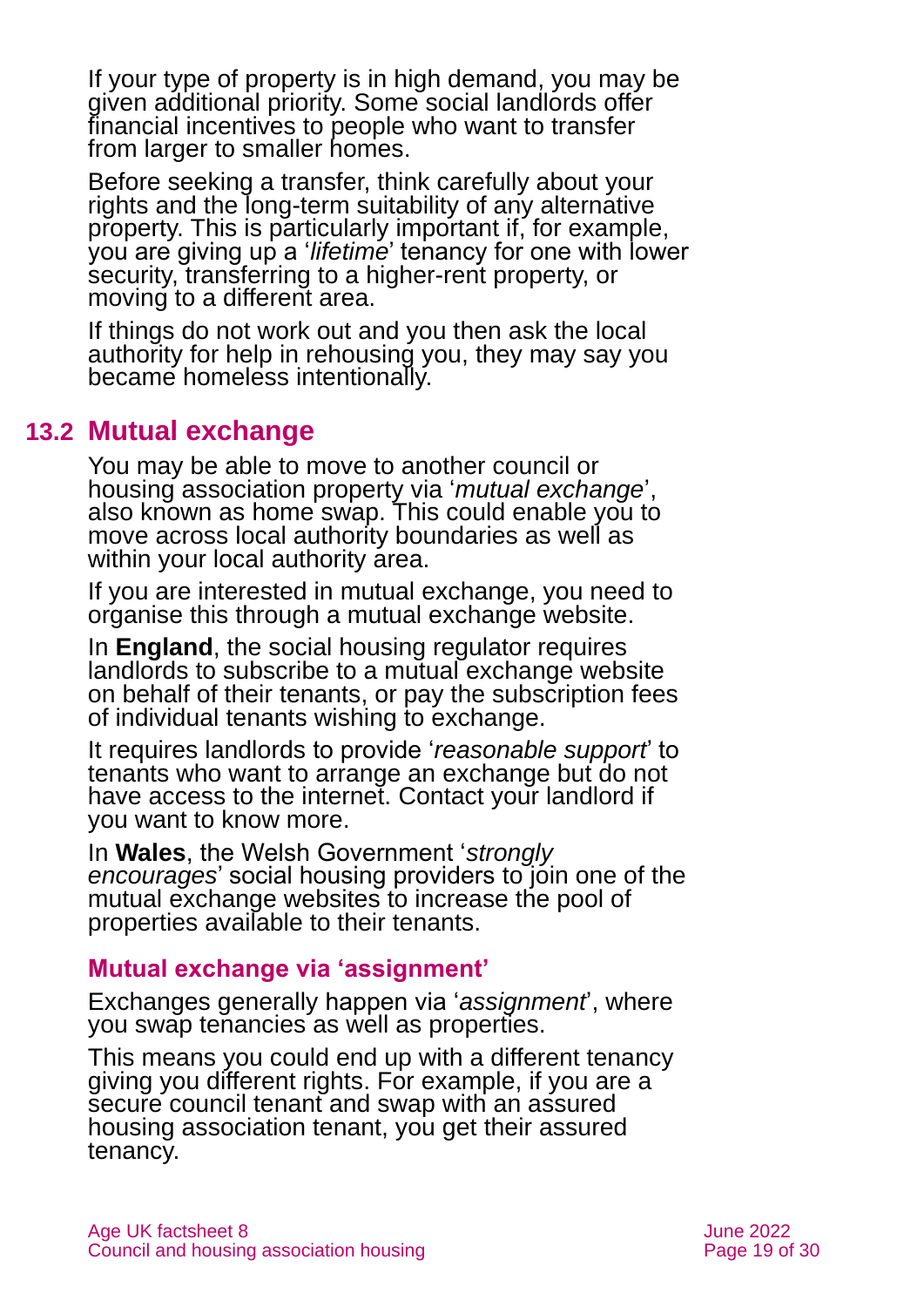If your type of property is in high demand, you may be given additional priority. Some social landlords offer financial incentives to people who want to transfer from larger to smaller homes.

Before seeking a transfer, think carefully about your rights and the long-term suitability of any alternative property. This is particularly important if, for example, you are giving up a '*lifetime*' tenancy for one with lower security, transferring to a higher-rent property, or moving to a different area.

If things do not work out and you then ask the local authority for help in rehousing you, they may say you became homeless intentionally.

## 13.2 Mutual exchange

You may be able to move to another council or housing association property via '*mutual exchange*', also known as home swap. This could enable you to move across local authority boundaries as well as within your local authority area.

If you are interested in mutual exchange, you need to organise this through a mutual exchange website.

In **England**, the social housing regulator requires landlords to subscribe to a mutual exchange website on behalf of their tenants, or pay the subscription fees of individual tenants wishing to exchange.

It requires landlords to provide '*reasonable support*' to tenants who want to arrange an exchange but do not have access to the internet. Contact your landlord if you want to know more.

In **Wales**, the Welsh Government '*strongly encourages*' social housing providers to join one of the mutual exchange websites to increase the pool of properties available to their tenants.

### Mutual exchange via 'assignment'

Exchanges generally happen via '*assignment*', where you swap tenancies as well as properties.

This means you could end up with a different tenancy giving you different rights. For example, if you are a secure council tenant and swap with an assured housing association tenant, you get their assured tenancy.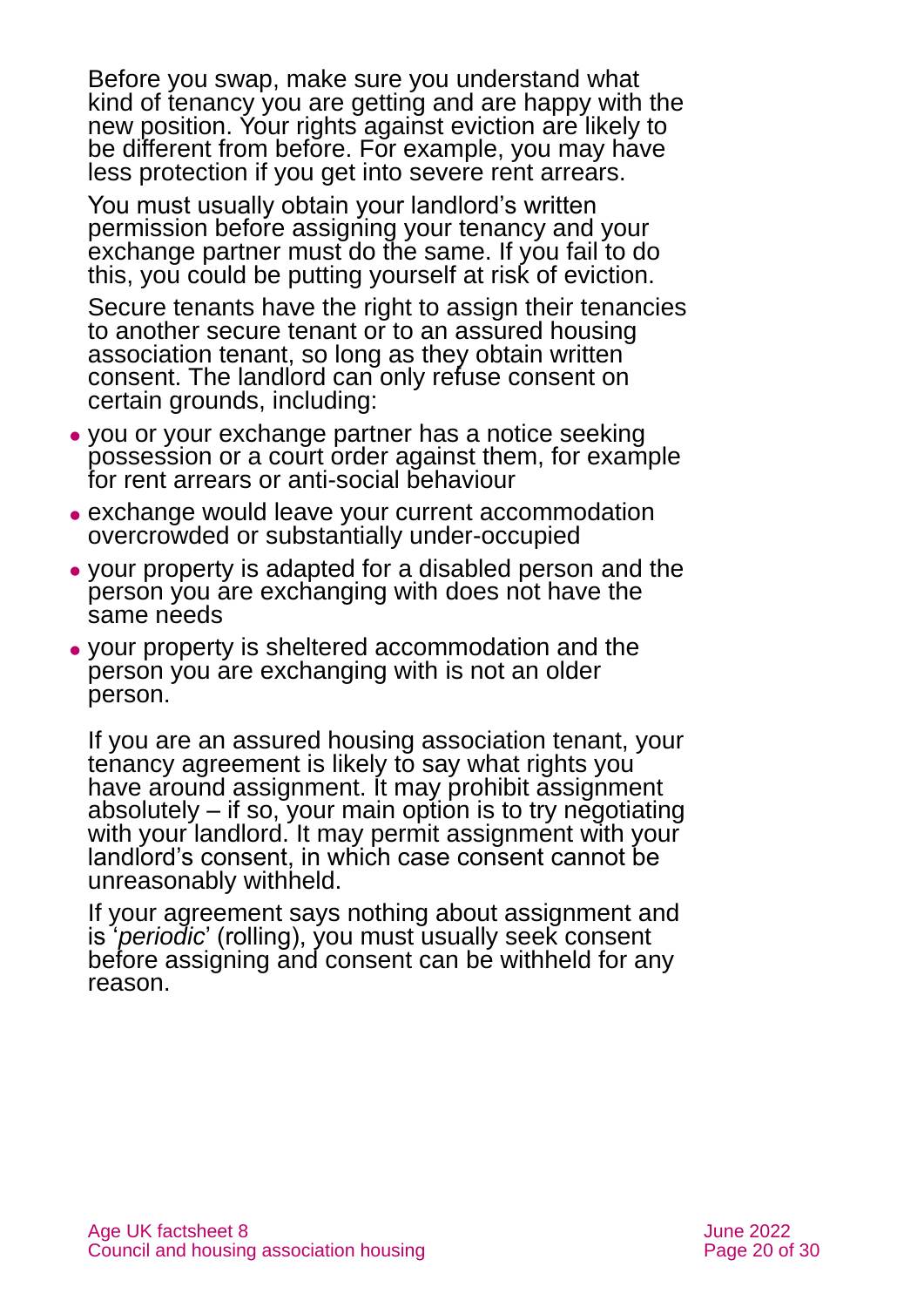Before you swap, make sure you understand what kind of tenancy you are getting and are happy with the new position. Your rights against eviction are likely to be different from before. For example, you may have less protection if you get into severe rent arrears.

You must usually obtain your landlord's written permission before assigning your tenancy and your exchange partner must do the same. If you fail to do this, you could be putting yourself at risk of eviction.

Secure tenants have the right to assign their tenancies to another secure tenant or to an assured housing association tenant, so long as they obtain written consent. The landlord can only refuse consent on certain grounds, including:

- you or your exchange partner has a notice seeking possession or a court order against them, for example for rent arrears or anti-social behaviour
- exchange would leave your current accommodation overcrowded or substantially under-occupied
- your property is adapted for a disabled person and the person you are exchanging with does not have the same needs
- your property is sheltered accommodation and the person you are exchanging with is not an older person.

If you are an assured housing association tenant, your tenancy agreement is likely to say what rights you have around assignment. It may prohibit assignment absolutely – if so, your main option is to try negotiating with your landlord. It may permit assignment with your landlord's consent, in which case consent cannot be unreasonably withheld.

If your agreement says nothing about assignment and is '*periodic*' (rolling), you must usually seek consent before assigning and consent can be withheld for any reason.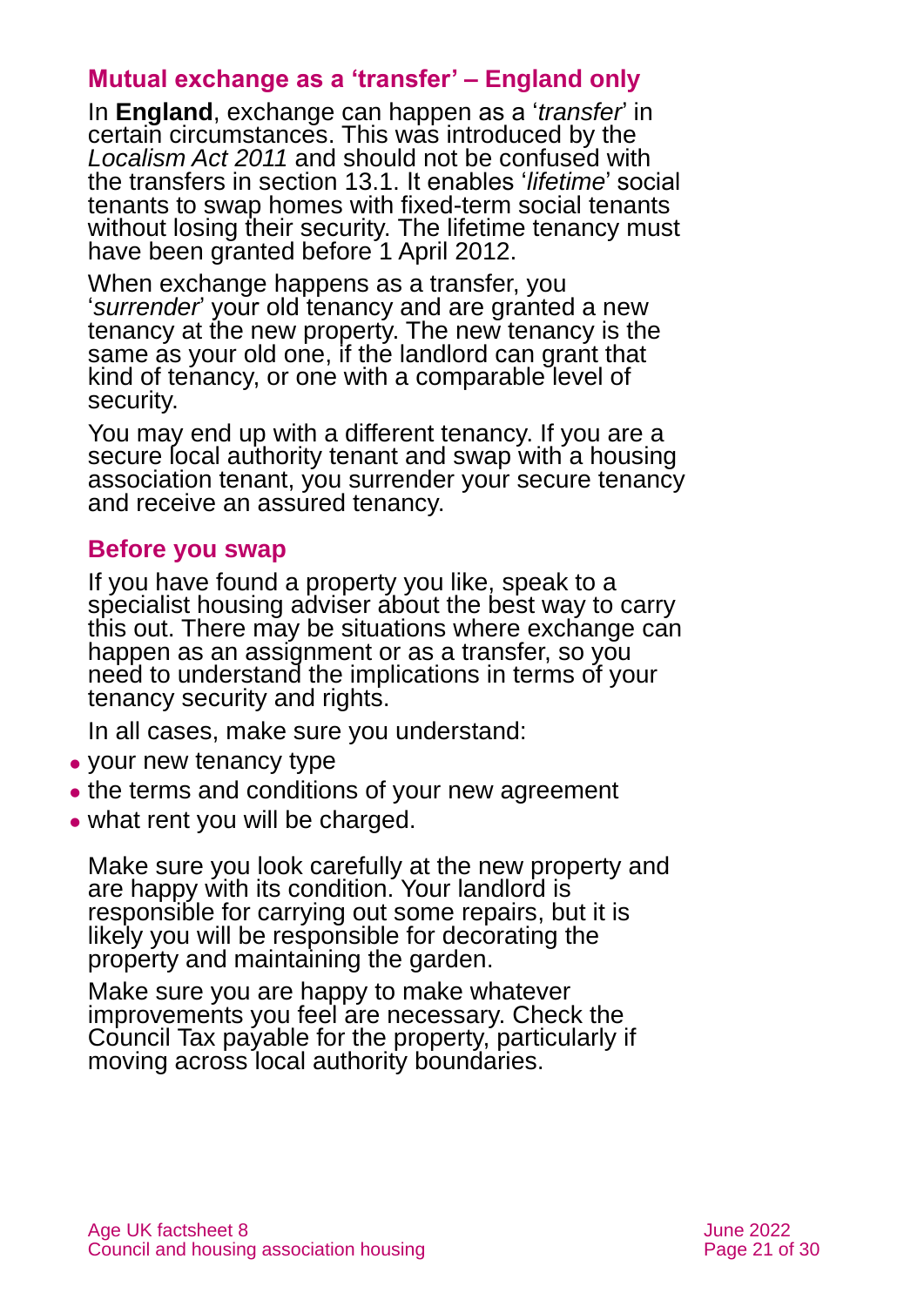## Mutual exchange as a 'transfer' – England only

In **England**, exchange can happen as a '*transfer*' in certain circumstances. This was introduced by the *Localism Act 2011* and should not be confused with the transfers in section 13.1. It enables '*lifetime*' social tenants to swap homes with fixed-term social tenants without losing their security. The lifetime tenancy must have been granted before 1 April 2012.

When exchange happens as a transfer, you '*surrender*' your old tenancy and are granted a new tenancy at the new property. The new tenancy is the same as your old one, if the landlord can grant that kind of tenancy, or one with a comparable level of security.

You may end up with a different tenancy. If you are a secure local authority tenant and swap with a housing association tenant, you surrender your secure tenancy and receive an assured tenancy.

## Before you swap

If you have found a property you like, speak to a specialist housing adviser about the best way to carry this out. There may be situations where exchange can happen as an assignment or as a transfer, so you need to understand the implications in terms of your tenancy security and rights.

In all cases, make sure you understand:

- your new tenancy type
- the terms and conditions of your new agreement
- what rent you will be charged.

Make sure you look carefully at the new property and are happy with its condition. Your landlord is responsible for carrying out some repairs, but it is likely you will be responsible for decorating the property and maintaining the garden.

Make sure you are happy to make whatever improvements you feel are necessary. Check the Council Tax payable for the property, particularly if moving across local authority boundaries.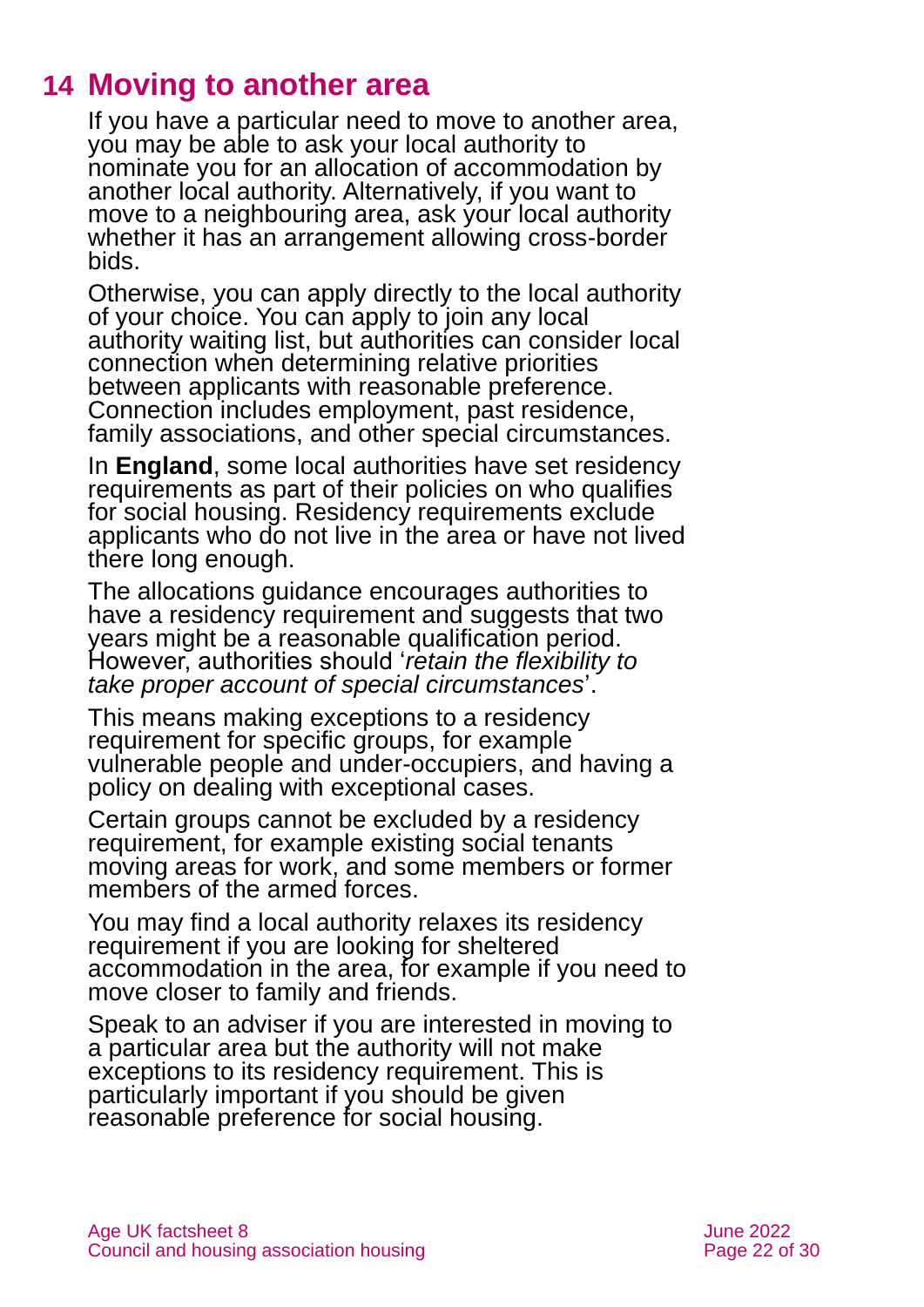# 14 Moving to another area

If you have a particular need to move to another area, you may be able to ask your local authority to nominate you for an allocation of accommodation by another local authority. Alternatively, if you want to move to a neighbouring area, ask your local authority whether it has an arrangement allowing cross-border bids.

Otherwise, you can apply directly to the local authority of your choice. You can apply to join any local authority waiting list, but authorities can consider local connection when determining relative priorities between applicants with reasonable preference. Connection includes employment, past residence, family associations, and other special circumstances.

In **England**, some local authorities have set residency requirements as part of their policies on who qualifies for social housing. Residency requirements exclude applicants who do not live in the area or have not lived there long enough.

The allocations guidance encourages authorities to have a residency requirement and suggests that two years might be a reasonable qualification period. However, authorities should '*retain the flexibility to take proper account of special circumstances*'.

This means making exceptions to a residency requirement for specific groups, for example vulnerable people and under-occupiers, and having a policy on dealing with exceptional cases.

Certain groups cannot be excluded by a residency requirement, for example existing social tenants moving areas for work, and some members or former members of the armed forces.

You may find a local authority relaxes its residency requirement if you are looking for sheltered accommodation in the area, for example if you need to move closer to family and friends.

Speak to an adviser if you are interested in moving to a particular area but the authority will not make exceptions to its residency requirement. This is particularly important if you should be given reasonable preference for social housing.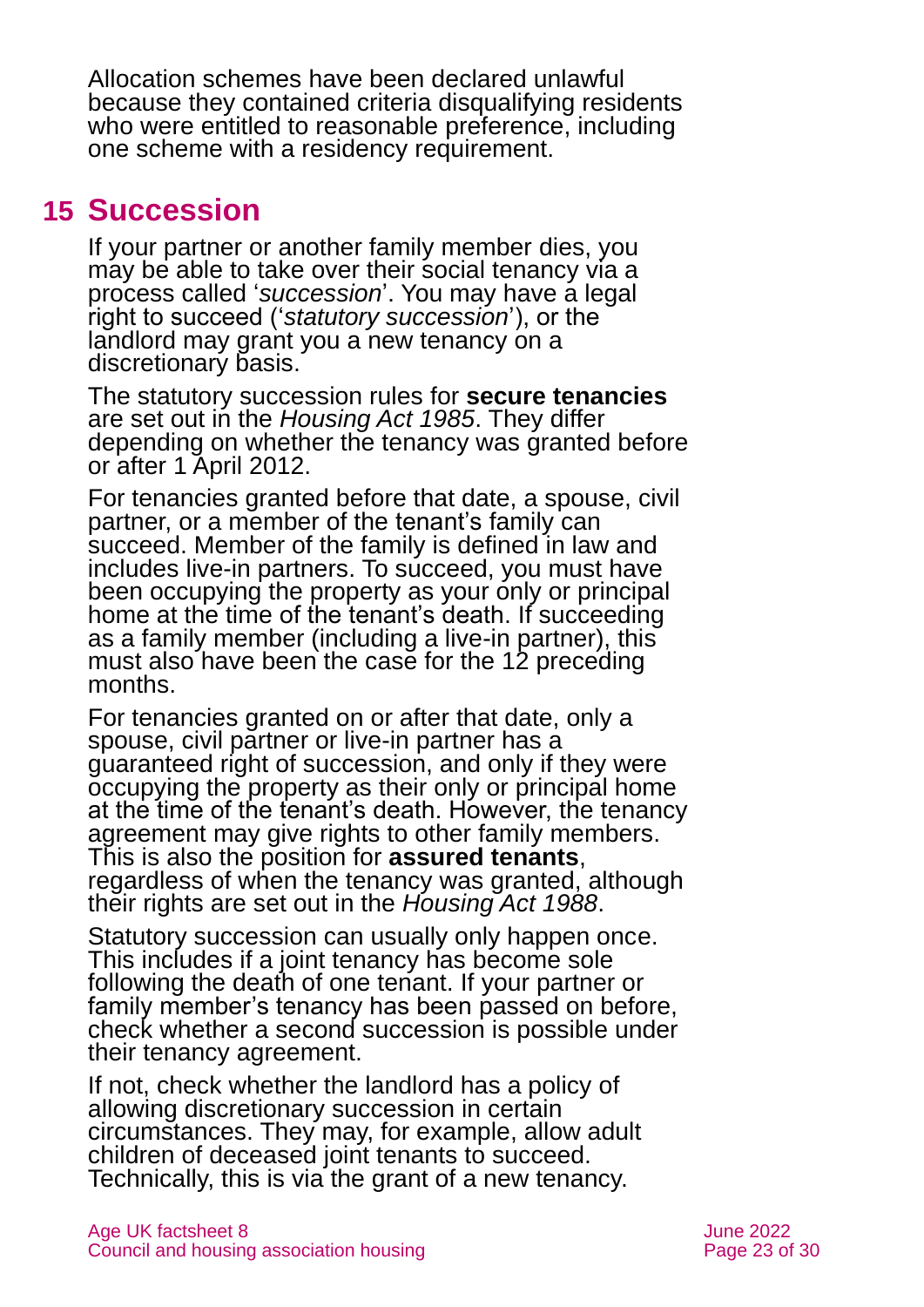Allocation schemes have been declared unlawful because they contained criteria disqualifying residents who were entitled to reasonable preference, including one scheme with a residency requirement.

## 15 Succession

If your partner or another family member dies, you may be able to take over their social tenancy via a process called '*succession*'. You may have a legal right to succeed ('*statutory succession*'), or the landlord may grant you a new tenancy on a discretionary basis.

The statutory succession rules for **secure tenancies** are set out in the *Housing Act 1985*. They differ depending on whether the tenancy was granted before or after 1 April 2012.

For tenancies granted before that date, a spouse, civil partner, or a member of the tenant's family can succeed. Member of the family is defined in law and includes live-in partners. To succeed, you must have been occupying the property as your only or principal home at the time of the tenant's death. If succeeding as a family member (including a live-in partner), this must also have been the case for the 12 preceding months.

For tenancies granted on or after that date, only a spouse, civil partner or live-in partner has a guaranteed right of succession, and only if they were occupying the property as their only or principal home at the time of the tenant's death. However, the tenancy agreement may give rights to other family members. This is also the position for **assured tenants**, regardless of when the tenancy was granted, although their rights are set out in the *Housing Act 1988*.

Statutory succession can usually only happen once. This includes if a joint tenancy has become sole following the death of one tenant. If your partner or family member's tenancy has been passed on before, check whether a second succession is possible under their tenancy agreement.

If not, check whether the landlord has a policy of allowing discretionary succession in certain circumstances. They may, for example, allow adult children of deceased joint tenants to succeed. Technically, this is via the grant of a new tenancy.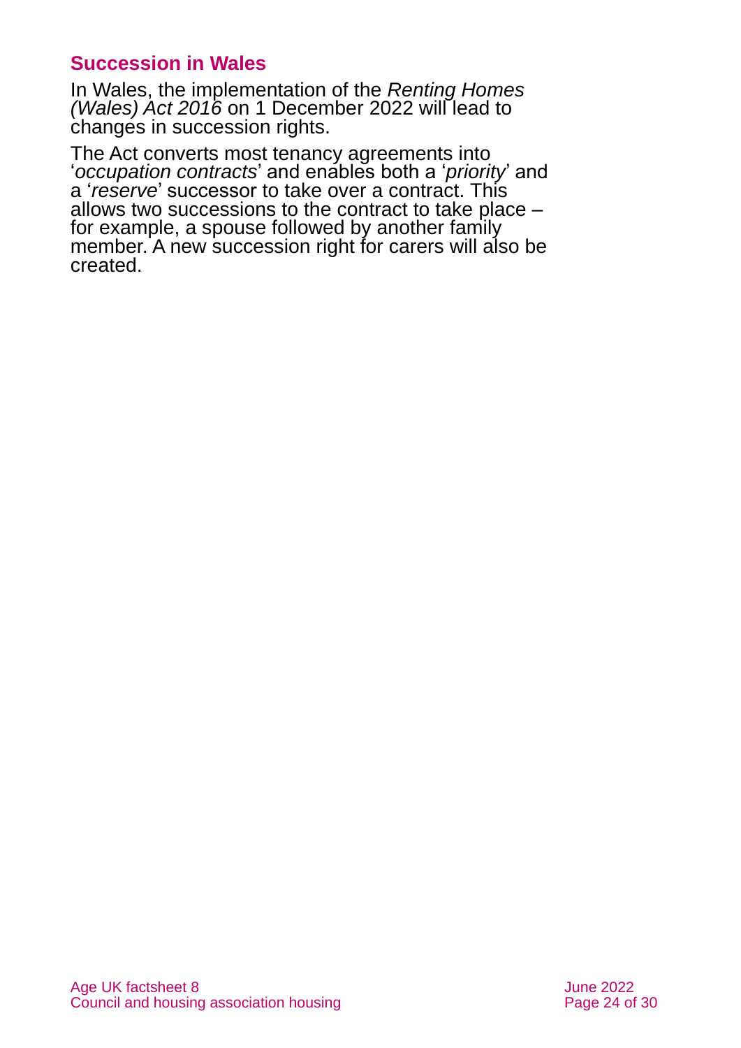## Succession in Wales

In Wales, the implementation of the *Renting Homes (Wales) Act 2016* on 1 December 2022 will lead to changes in succession rights.

The Act converts most tenancy agreements into '*occupation contracts*' and enables both a '*priority*' and a '*reserve*' successor to take over a contract. This allows two successions to the contract to take place – for example, a spouse followed by another family member. A new succession right for carers will also be created.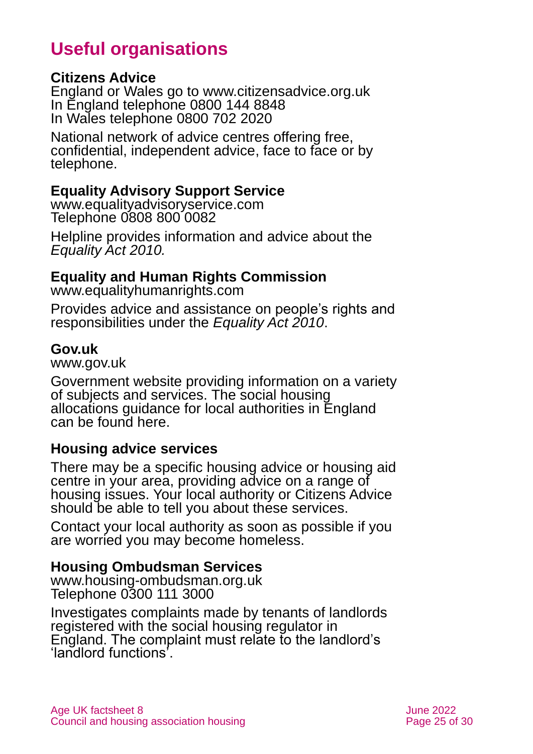# Useful organisations

### Citizens Advice

England or Wales go to www.citizensadvice.org.uk
In England telephone 0800 144 8848
In Wales telephone 0800 702 2020

National network of advice centres offering free, confidential, independent advice, face to face or by telephone.

### Equality Advisory Support Service

www.equalityadvisoryservice.com
Telephone 0808 800 0082

Helpline provides information and advice about the *Equality Act 2010.*

### Equality and Human Rights Commission

www.equalityhumanrights.com

Provides advice and assistance on people's rights and responsibilities under the *Equality Act 2010*.

### Gov.uk

www.gov.uk

Government website providing information on a variety of subjects and services. The social housing allocations guidance for local authorities in England can be found here.

### Housing advice services

There may be a specific housing advice or housing aid centre in your area, providing advice on a range of housing issues. Your local authority or Citizens Advice should be able to tell you about these services.

Contact your local authority as soon as possible if you are worried you may become homeless.

### Housing Ombudsman Services

www.housing-ombudsman.org.uk
Telephone 0300 111 3000

Investigates complaints made by tenants of landlords registered with the social housing regulator in England. The complaint must relate to the landlord's 'landlord functions'.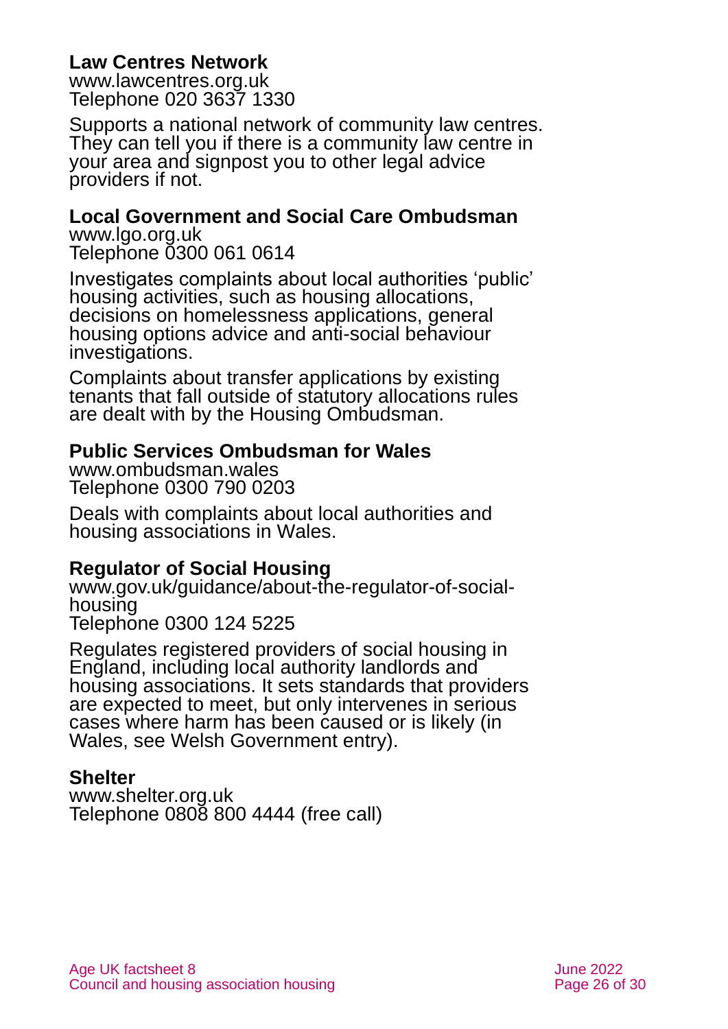**Law Centres Network**
www.lawcentres.org.uk
Telephone 020 3637 1330

Supports a national network of community law centres. They can tell you if there is a community law centre in your area and signpost you to other legal advice providers if not.

**Local Government and Social Care Ombudsman**
www.lgo.org.uk
Telephone 0300 061 0614

Investigates complaints about local authorities 'public' housing activities, such as housing allocations, decisions on homelessness applications, general housing options advice and anti-social behaviour investigations.

Complaints about transfer applications by existing tenants that fall outside of statutory allocations rules are dealt with by the Housing Ombudsman.

**Public Services Ombudsman for Wales**
www.ombudsman.wales
Telephone 0300 790 0203

Deals with complaints about local authorities and housing associations in Wales.

**Regulator of Social Housing**
www.gov.uk/guidance/about-the-regulator-of-social-housing
Telephone 0300 124 5225

Regulates registered providers of social housing in England, including local authority landlords and housing associations. It sets standards that providers are expected to meet, but only intervenes in serious cases where harm has been caused or is likely (in Wales, see Welsh Government entry).

**Shelter**
www.shelter.org.uk
Telephone 0808 800 4444 (free call)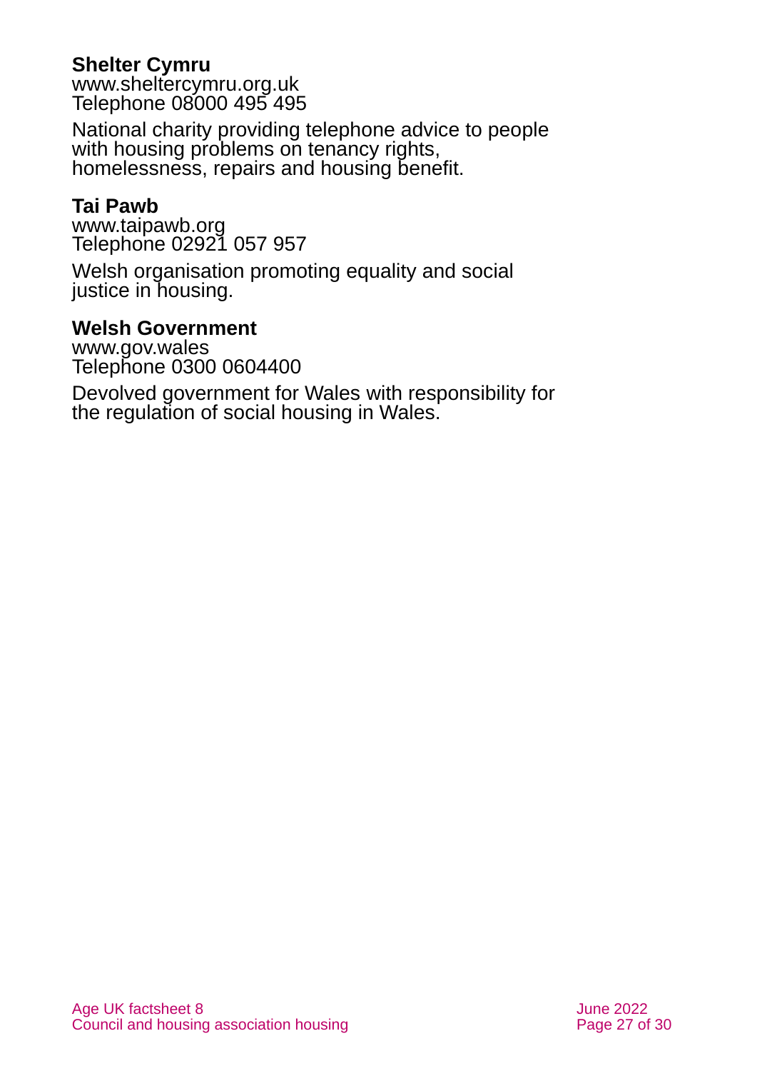**Shelter Cymru**
www.sheltercymru.org.uk
Telephone 08000 495 495

National charity providing telephone advice to people with housing problems on tenancy rights, homelessness, repairs and housing benefit.

**Tai Pawb**
www.taipawb.org
Telephone 02921 057 957

Welsh organisation promoting equality and social justice in housing.

**Welsh Government**
www.gov.wales
Telephone 0300 0604400

Devolved government for Wales with responsibility for the regulation of social housing in Wales.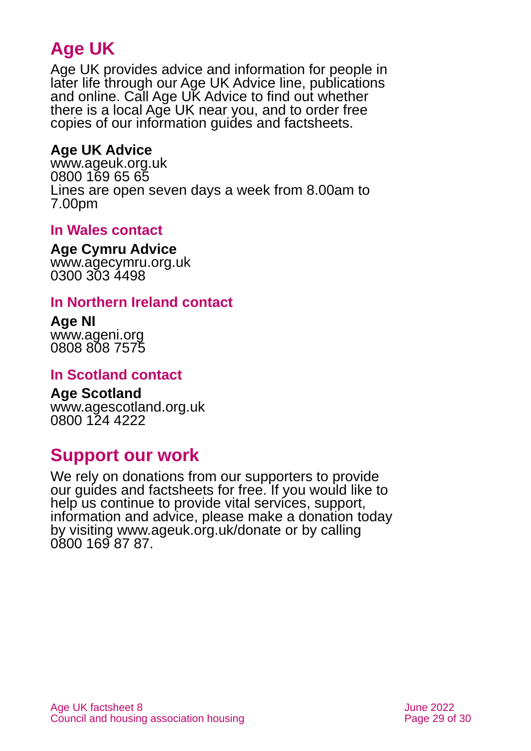## Age UK

Age UK provides advice and information for people in later life through our Age UK Advice line, publications and online. Call Age UK Advice to find out whether there is a local Age UK near you, and to order free copies of our information guides and factsheets.

**Age UK Advice**
www.ageuk.org.uk
0800 169 65 65
Lines are open seven days a week from 8.00am to 7.00pm

### In Wales contact

**Age Cymru Advice**
www.agecymru.org.uk
0300 303 4498

### In Northern Ireland contact

**Age NI**
www.ageni.org
0808 808 7575

### In Scotland contact

**Age Scotland**
www.agescotland.org.uk
0800 124 4222

## Support our work

We rely on donations from our supporters to provide our guides and factsheets for free. If you would like to help us continue to provide vital services, support, information and advice, please make a donation today by visiting www.ageuk.org.uk/donate or by calling 0800 169 87 87.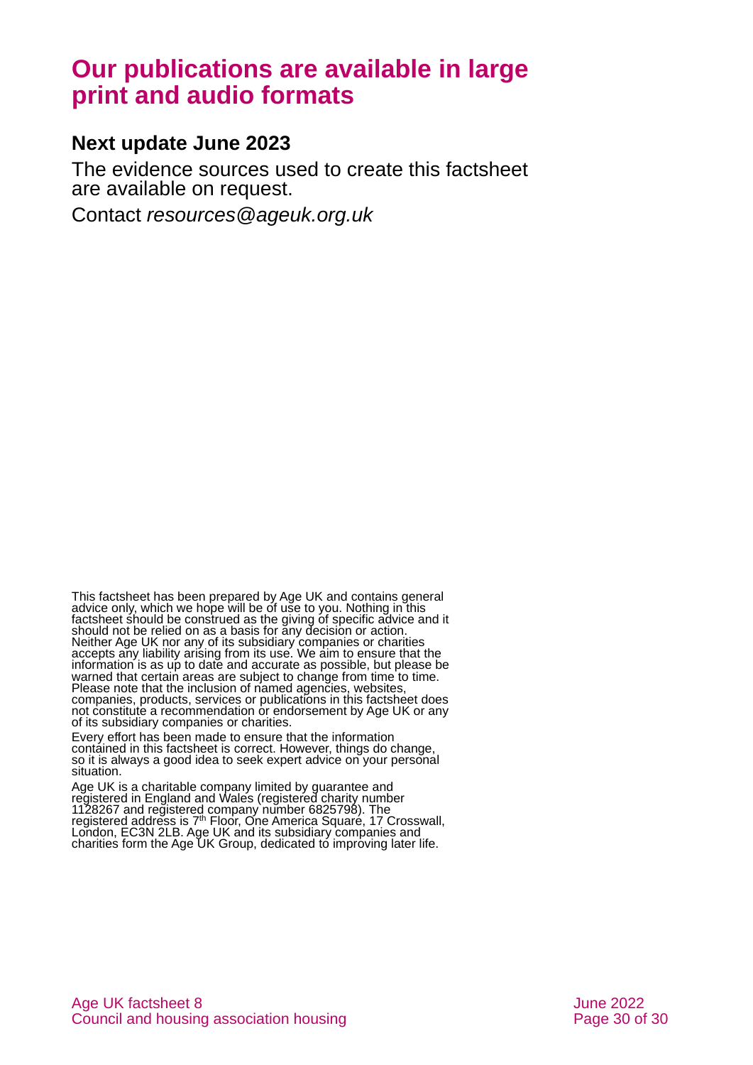# Our publications are available in large print and audio formats

## Next update June 2023

The evidence sources used to create this factsheet are available on request.

Contact *resources@ageuk.org.uk*

This factsheet has been prepared by Age UK and contains general advice only, which we hope will be of use to you. Nothing in this factsheet should be construed as the giving of specific advice and it should not be relied on as a basis for any decision or action. Neither Age UK nor any of its subsidiary companies or charities accepts any liability arising from its use. We aim to ensure that the information is as up to date and accurate as possible, but please be warned that certain areas are subject to change from time to time. Please note that the inclusion of named agencies, websites, companies, products, services or publications in this factsheet does not constitute a recommendation or endorsement by Age UK or any of its subsidiary companies or charities.

Every effort has been made to ensure that the information contained in this factsheet is correct. However, things do change, so it is always a good idea to seek expert advice on your personal situation.

Age UK is a charitable company limited by guarantee and registered in England and Wales (registered charity number 1128267 and registered company number 6825798). The registered address is 7th Floor, One America Square, 17 Crosswall, London, EC3N 2LB. Age UK and its subsidiary companies and charities form the Age UK Group, dedicated to improving later life.